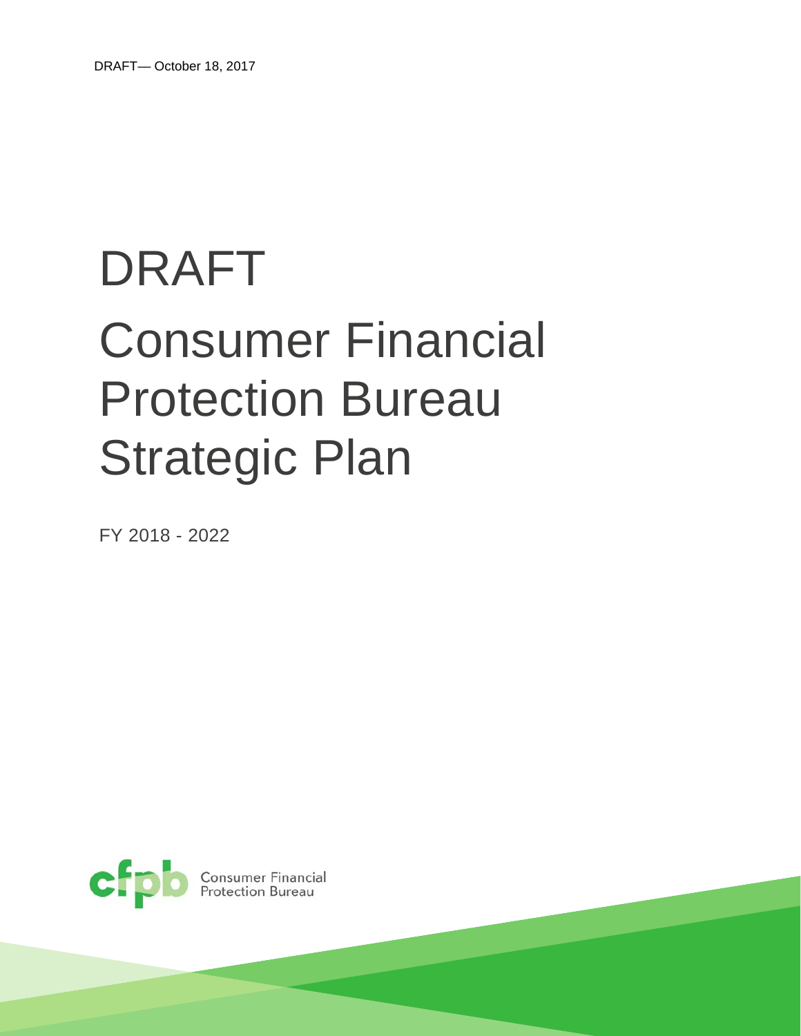DRAFT— October 18, 2017

# DRAFT

# Consumer Financial Protection Bureau Strategic Plan

FY 2018 - 2022

Consumer Financial Protection Bureau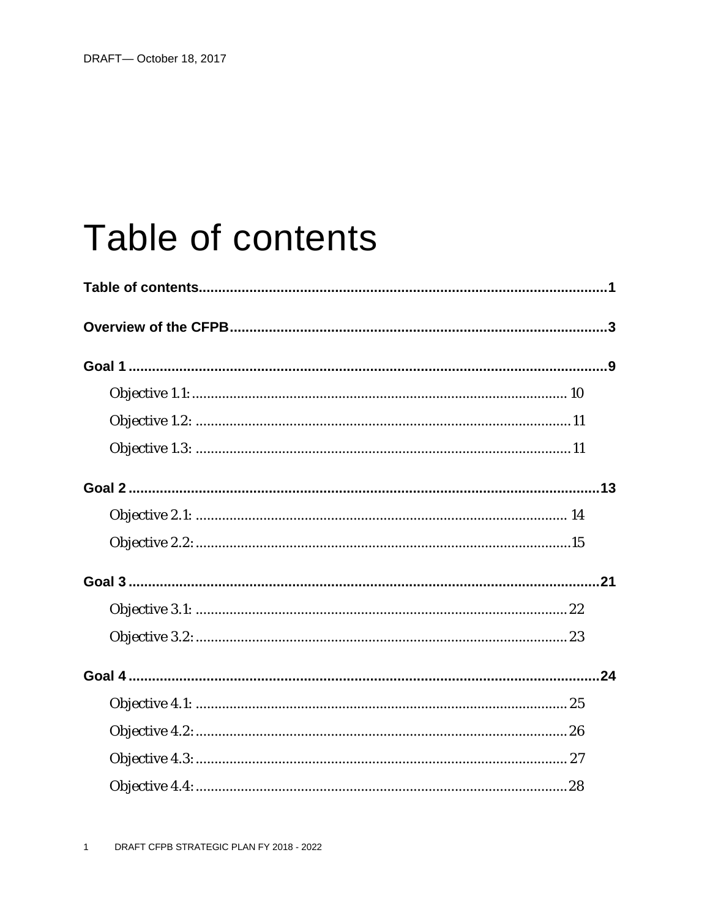# Table of contents

**Table of contents**......................................................................................................**1**

**Overview of the CFPB**...............................................................................................**3**

**Goal 1**..........................................................................................................................**9**

Objective 1.1:.................................................................................................10

Objective 1.2:.................................................................................................11

Objective 1.3:.................................................................................................11

**Goal 2**..........................................................................................................................**13**

Objective 2.1:.................................................................................................14

Objective 2.2:.................................................................................................15

**Goal 3**..........................................................................................................................**21**

Objective 3.1:.................................................................................................22

Objective 3.2:.................................................................................................23

**Goal 4**..........................................................................................................................**24**

Objective 4.1:.................................................................................................25

Objective 4.2:.................................................................................................26

Objective 4.3:.................................................................................................27

Objective 4.4:.................................................................................................28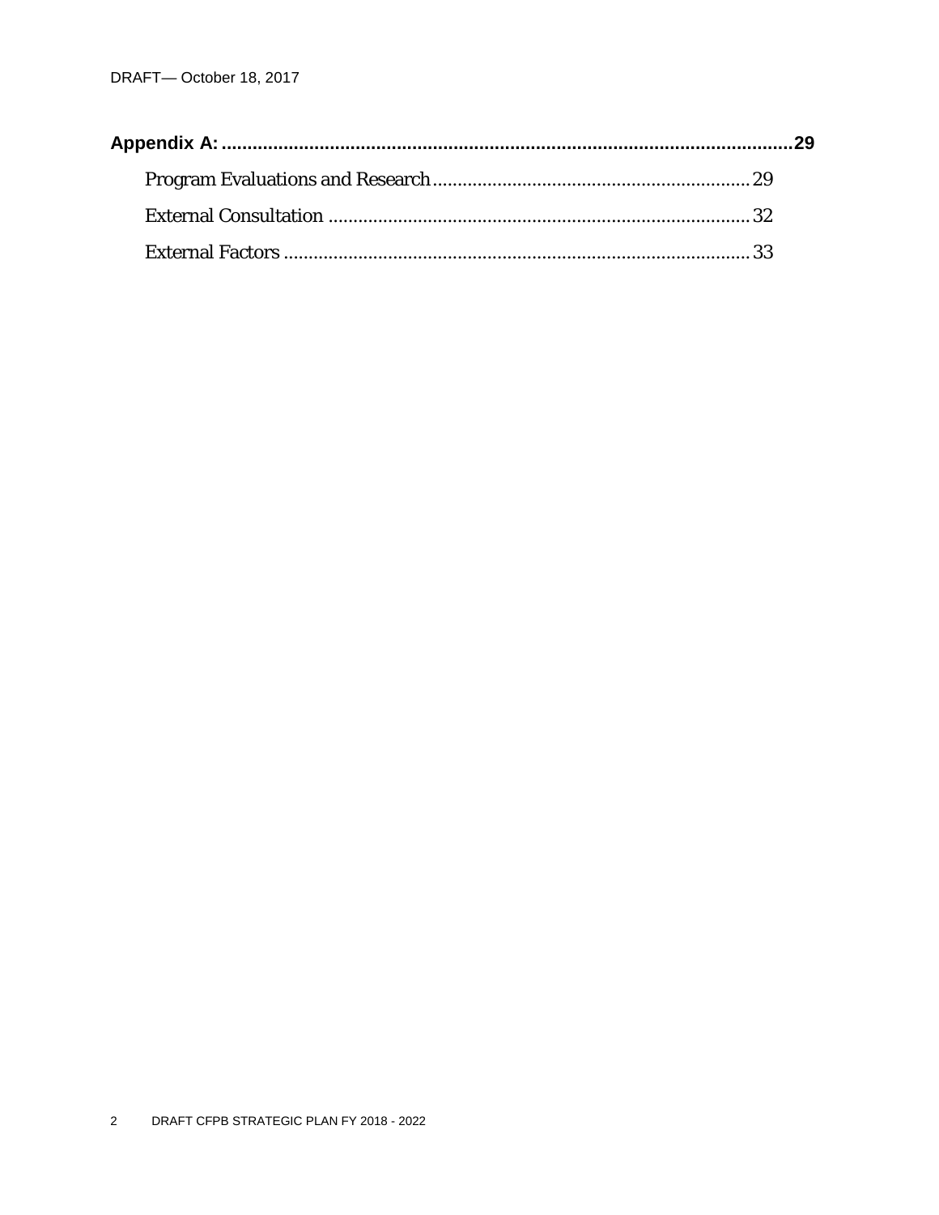**Appendix A: ................................................................................................................29**

Program Evaluations and Research............................................................... 29

External Consultation ...................................................................................32

External Factors ............................................................................................33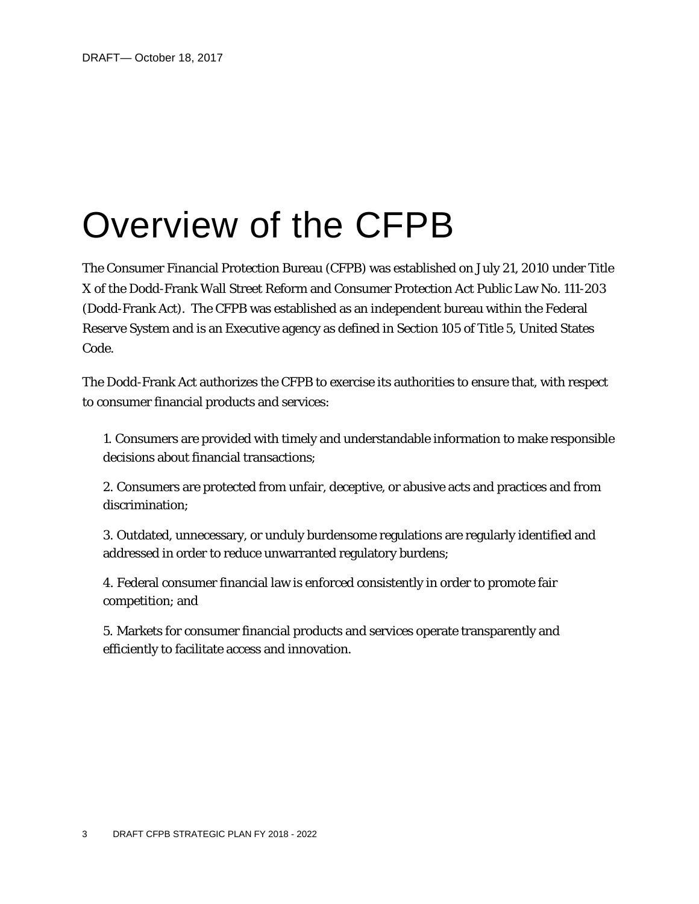# Overview of the CFPB

The Consumer Financial Protection Bureau (CFPB) was established on July 21, 2010 under Title X of the Dodd-Frank Wall Street Reform and Consumer Protection Act Public Law No. 111-203 (Dodd-Frank Act). The CFPB was established as an independent bureau within the Federal Reserve System and is an Executive agency as defined in Section 105 of Title 5, United States Code.

The Dodd-Frank Act authorizes the CFPB to exercise its authorities to ensure that, with respect to consumer financial products and services:

1. Consumers are provided with timely and understandable information to make responsible decisions about financial transactions;

2. Consumers are protected from unfair, deceptive, or abusive acts and practices and from discrimination;

3. Outdated, unnecessary, or unduly burdensome regulations are regularly identified and addressed in order to reduce unwarranted regulatory burdens;

4. Federal consumer financial law is enforced consistently in order to promote fair competition; and

5. Markets for consumer financial products and services operate transparently and efficiently to facilitate access and innovation.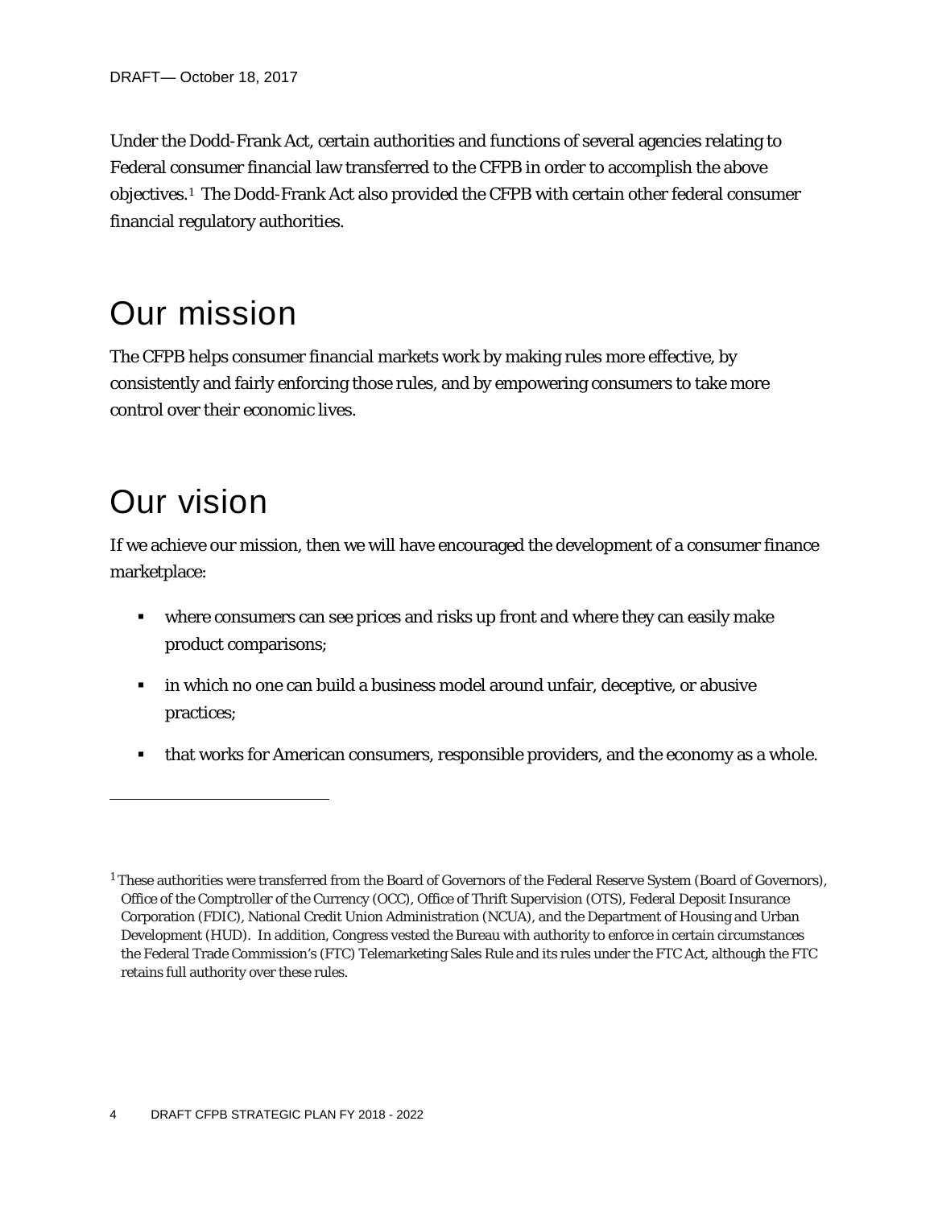Under the Dodd-Frank Act, certain authorities and functions of several agencies relating to Federal consumer financial law transferred to the CFPB in order to accomplish the above objectives.[1] The Dodd-Frank Act also provided the CFPB with certain other federal consumer financial regulatory authorities.

# Our mission

The CFPB helps consumer financial markets work by making rules more effective, by consistently and fairly enforcing those rules, and by empowering consumers to take more control over their economic lives.

# Our vision

If we achieve our mission, then we will have encouraged the development of a consumer finance marketplace:

- where consumers can see prices and risks up front and where they can easily make product comparisons;
- in which no one can build a business model around unfair, deceptive, or abusive practices;
- that works for American consumers, responsible providers, and the economy as a whole.

---

[1] These authorities were transferred from the Board of Governors of the Federal Reserve System (Board of Governors), Office of the Comptroller of the Currency (OCC), Office of Thrift Supervision (OTS), Federal Deposit Insurance Corporation (FDIC), National Credit Union Administration (NCUA), and the Department of Housing and Urban Development (HUD). In addition, Congress vested the Bureau with authority to enforce in certain circumstances the Federal Trade Commission's (FTC) Telemarketing Sales Rule and its rules under the FTC Act, although the FTC retains full authority over these rules.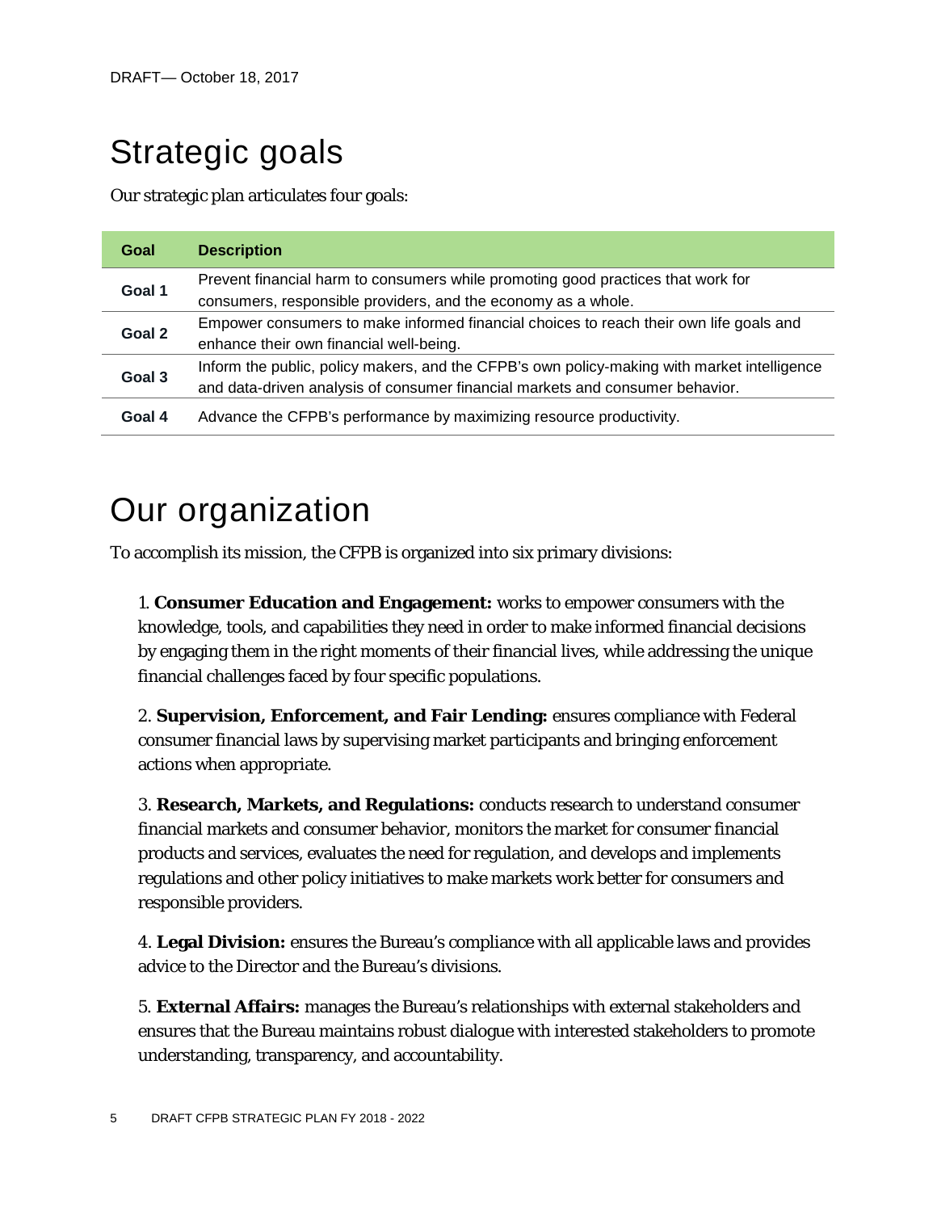# Strategic goals

Our strategic plan articulates four goals:

| Goal | Description |
|---|---|
| Goal 1 | Prevent financial harm to consumers while promoting good practices that work for consumers, responsible providers, and the economy as a whole. |
| Goal 2 | Empower consumers to make informed financial choices to reach their own life goals and enhance their own financial well-being. |
| Goal 3 | Inform the public, policy makers, and the CFPB's own policy-making with market intelligence and data-driven analysis of consumer financial markets and consumer behavior. |
| Goal 4 | Advance the CFPB's performance by maximizing resource productivity. |

# Our organization

To accomplish its mission, the CFPB is organized into six primary divisions:

1. **Consumer Education and Engagement:** works to empower consumers with the knowledge, tools, and capabilities they need in order to make informed financial decisions by engaging them in the right moments of their financial lives, while addressing the unique financial challenges faced by four specific populations.

2. **Supervision, Enforcement, and Fair Lending:** ensures compliance with Federal consumer financial laws by supervising market participants and bringing enforcement actions when appropriate.

3. **Research, Markets, and Regulations:** conducts research to understand consumer financial markets and consumer behavior, monitors the market for consumer financial products and services, evaluates the need for regulation, and develops and implements regulations and other policy initiatives to make markets work better for consumers and responsible providers.

4. **Legal Division:** ensures the Bureau's compliance with all applicable laws and provides advice to the Director and the Bureau's divisions.

5. **External Affairs:** manages the Bureau's relationships with external stakeholders and ensures that the Bureau maintains robust dialogue with interested stakeholders to promote understanding, transparency, and accountability.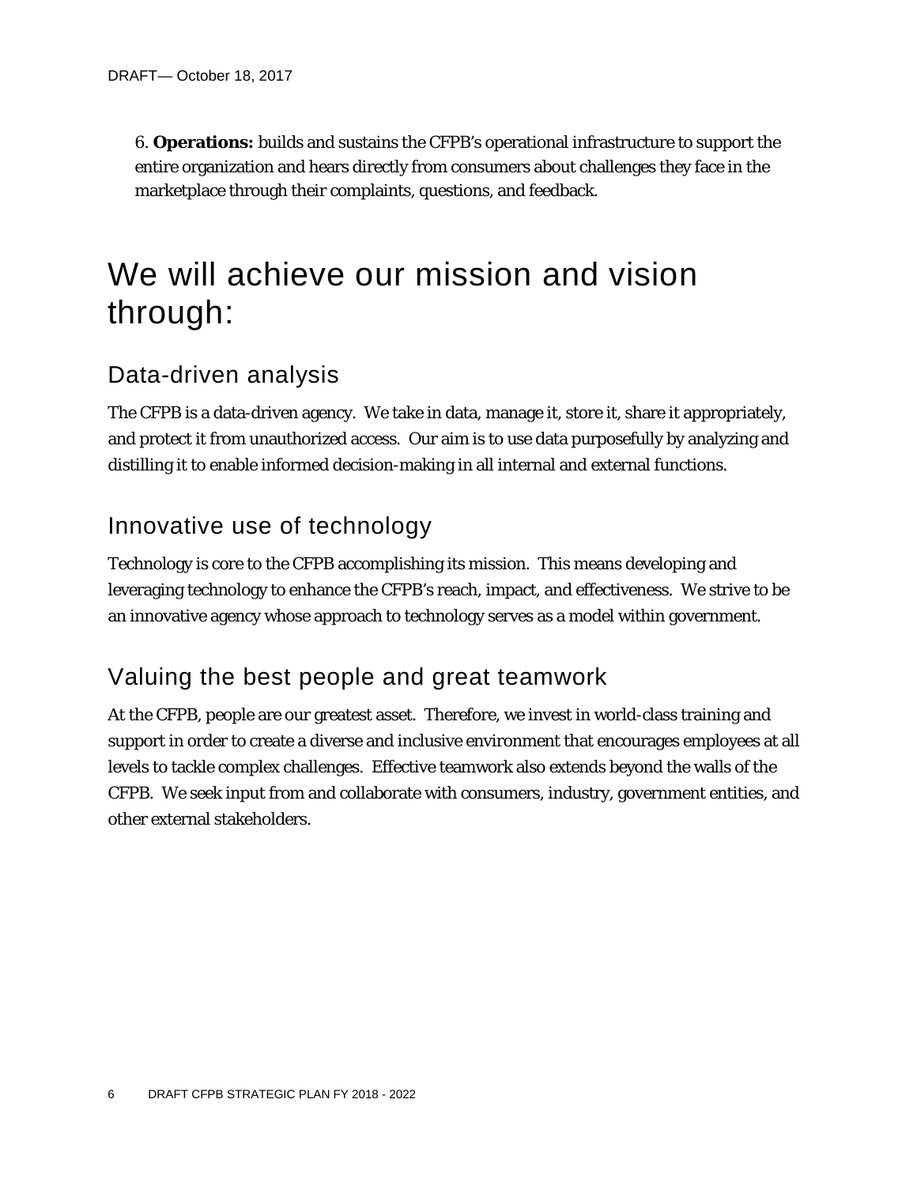6. **Operations:** builds and sustains the CFPB's operational infrastructure to support the entire organization and hears directly from consumers about challenges they face in the marketplace through their complaints, questions, and feedback.

# We will achieve our mission and vision through:

## Data-driven analysis

The CFPB is a data-driven agency. We take in data, manage it, store it, share it appropriately, and protect it from unauthorized access. Our aim is to use data purposefully by analyzing and distilling it to enable informed decision-making in all internal and external functions.

## Innovative use of technology

Technology is core to the CFPB accomplishing its mission. This means developing and leveraging technology to enhance the CFPB's reach, impact, and effectiveness. We strive to be an innovative agency whose approach to technology serves as a model within government.

## Valuing the best people and great teamwork

At the CFPB, people are our greatest asset. Therefore, we invest in world-class training and support in order to create a diverse and inclusive environment that encourages employees at all levels to tackle complex challenges. Effective teamwork also extends beyond the walls of the CFPB. We seek input from and collaborate with consumers, industry, government entities, and other external stakeholders.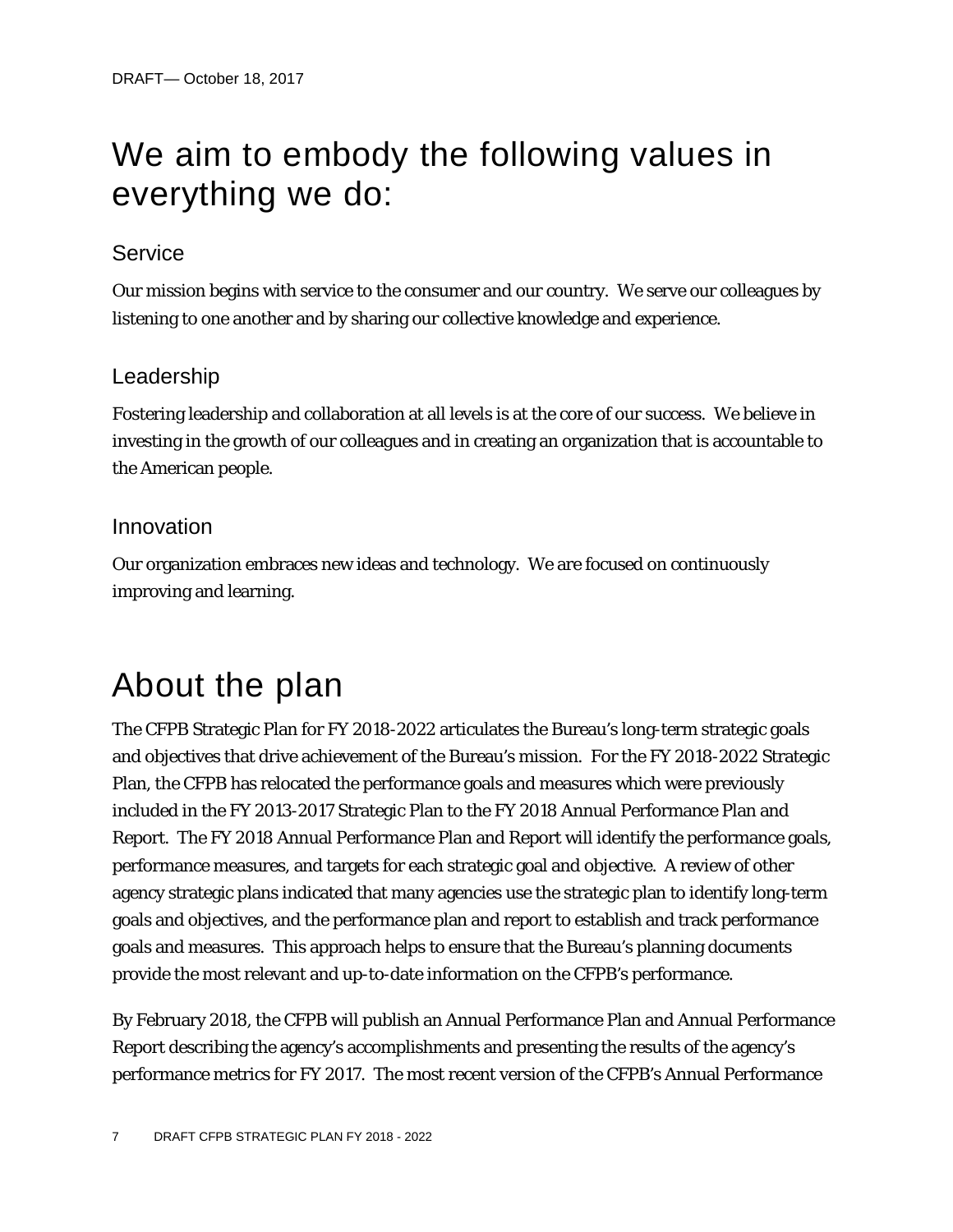# We aim to embody the following values in everything we do:

## Service

Our mission begins with service to the consumer and our country. We serve our colleagues by listening to one another and by sharing our collective knowledge and experience.

## Leadership

Fostering leadership and collaboration at all levels is at the core of our success. We believe in investing in the growth of our colleagues and in creating an organization that is accountable to the American people.

## Innovation

Our organization embraces new ideas and technology. We are focused on continuously improving and learning.

# About the plan

The CFPB Strategic Plan for FY 2018-2022 articulates the Bureau's long-term strategic goals and objectives that drive achievement of the Bureau's mission. For the FY 2018-2022 Strategic Plan, the CFPB has relocated the performance goals and measures which were previously included in the FY 2013-2017 Strategic Plan to the FY 2018 Annual Performance Plan and Report. The FY 2018 Annual Performance Plan and Report will identify the performance goals, performance measures, and targets for each strategic goal and objective. A review of other agency strategic plans indicated that many agencies use the strategic plan to identify long-term goals and objectives, and the performance plan and report to establish and track performance goals and measures. This approach helps to ensure that the Bureau's planning documents provide the most relevant and up-to-date information on the CFPB's performance.

By February 2018, the CFPB will publish an Annual Performance Plan and Annual Performance Report describing the agency's accomplishments and presenting the results of the agency's performance metrics for FY 2017. The most recent version of the CFPB's Annual Performance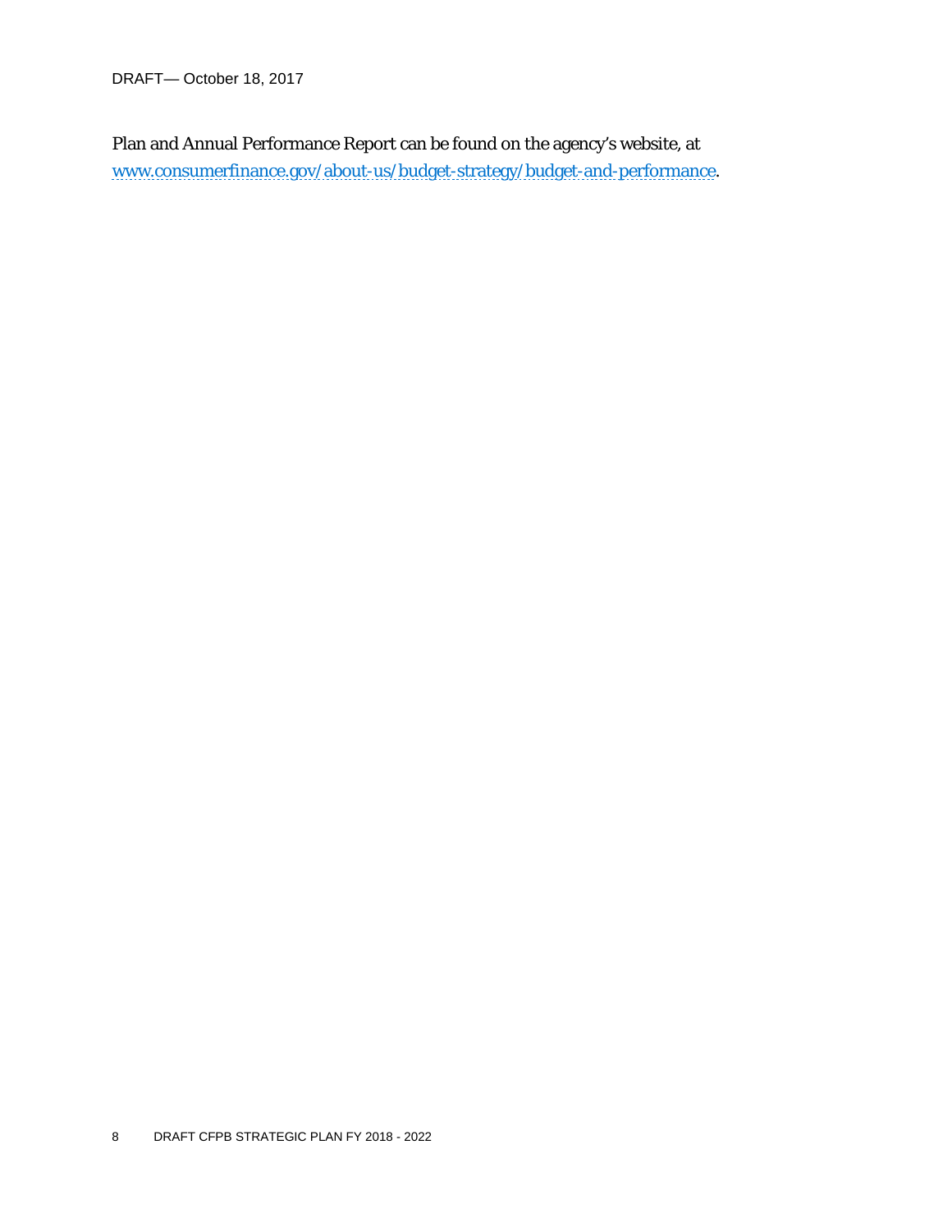Plan and Annual Performance Report can be found on the agency's website, at [www.consumerfinance.gov/about-us/budget-strategy/budget-and-performance](http://www.consumerfinance.gov/about-us/budget-strategy/budget-and-performance).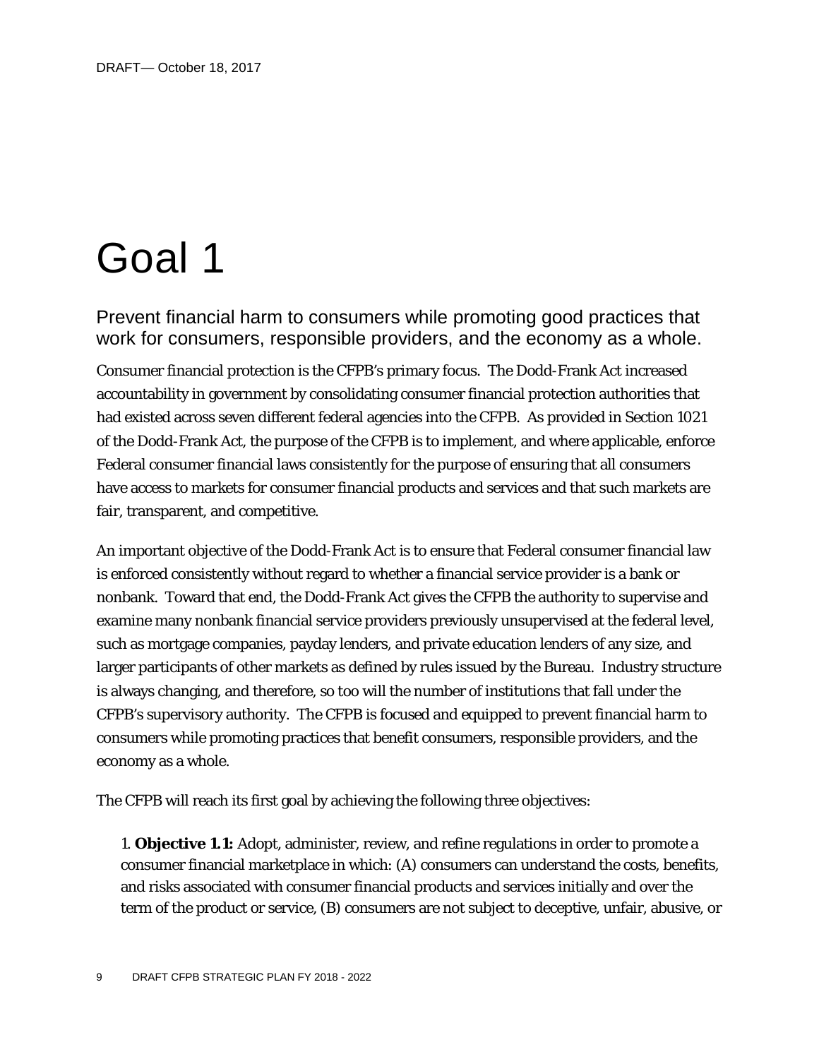# Goal 1

## Prevent financial harm to consumers while promoting good practices that work for consumers, responsible providers, and the economy as a whole.

Consumer financial protection is the CFPB's primary focus. The Dodd-Frank Act increased accountability in government by consolidating consumer financial protection authorities that had existed across seven different federal agencies into the CFPB. As provided in Section 1021 of the Dodd-Frank Act, the purpose of the CFPB is to implement, and where applicable, enforce Federal consumer financial laws consistently for the purpose of ensuring that all consumers have access to markets for consumer financial products and services and that such markets are fair, transparent, and competitive.

An important objective of the Dodd-Frank Act is to ensure that Federal consumer financial law is enforced consistently without regard to whether a financial service provider is a bank or nonbank. Toward that end, the Dodd-Frank Act gives the CFPB the authority to supervise and examine many nonbank financial service providers previously unsupervised at the federal level, such as mortgage companies, payday lenders, and private education lenders of any size, and larger participants of other markets as defined by rules issued by the Bureau. Industry structure is always changing, and therefore, so too will the number of institutions that fall under the CFPB's supervisory authority. The CFPB is focused and equipped to prevent financial harm to consumers while promoting practices that benefit consumers, responsible providers, and the economy as a whole.

The CFPB will reach its first goal by achieving the following three objectives:

1. **Objective 1.1:** Adopt, administer, review, and refine regulations in order to promote a consumer financial marketplace in which: (A) consumers can understand the costs, benefits, and risks associated with consumer financial products and services initially and over the term of the product or service, (B) consumers are not subject to deceptive, unfair, abusive, or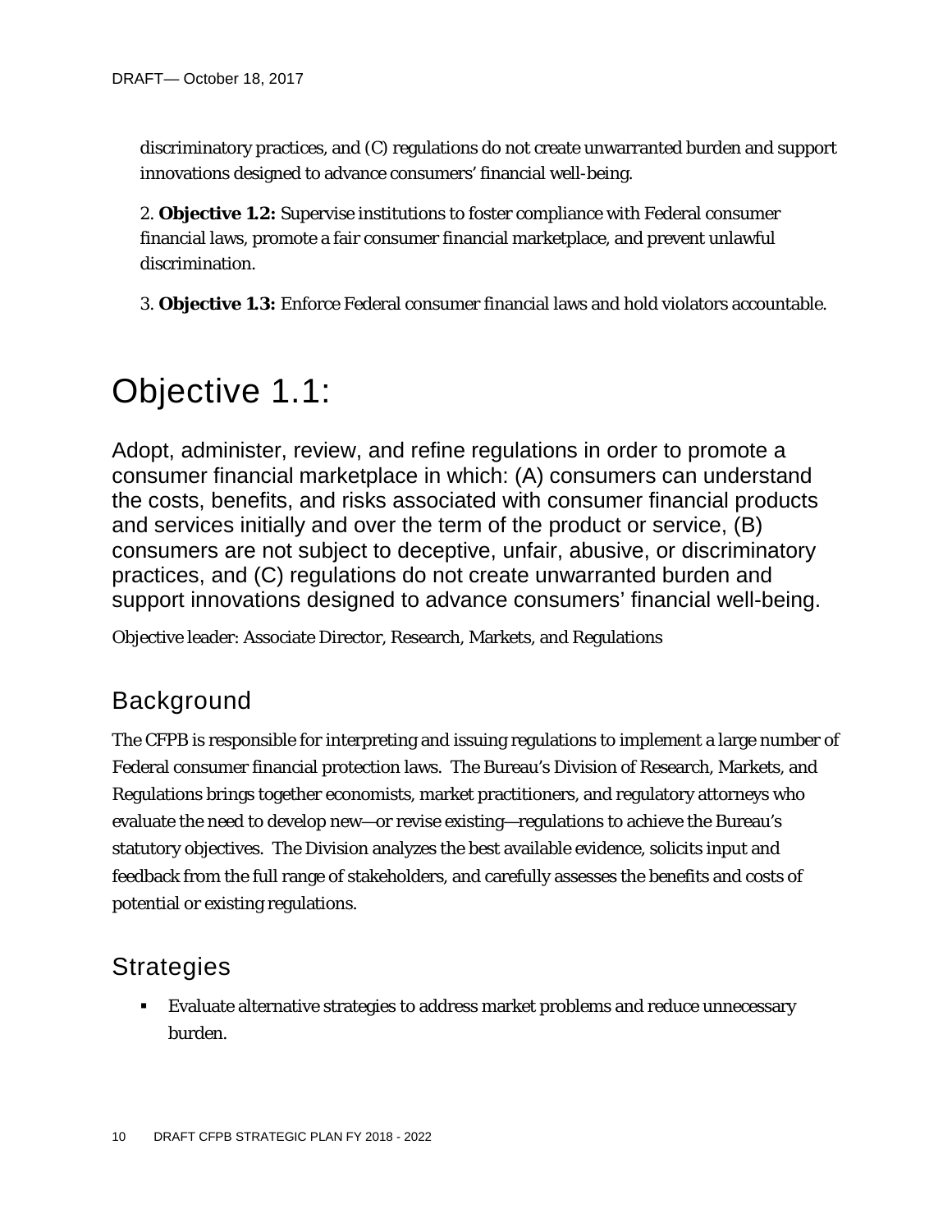discriminatory practices, and (C) regulations do not create unwarranted burden and support innovations designed to advance consumers' financial well-being.

2. **Objective 1.2:** Supervise institutions to foster compliance with Federal consumer financial laws, promote a fair consumer financial marketplace, and prevent unlawful discrimination.

3. **Objective 1.3:** Enforce Federal consumer financial laws and hold violators accountable.

# Objective 1.1:

## Adopt, administer, review, and refine regulations in order to promote a consumer financial marketplace in which: (A) consumers can understand the costs, benefits, and risks associated with consumer financial products and services initially and over the term of the product or service, (B) consumers are not subject to deceptive, unfair, abusive, or discriminatory practices, and (C) regulations do not create unwarranted burden and support innovations designed to advance consumers' financial well-being.

Objective leader: Associate Director, Research, Markets, and Regulations

## Background

The CFPB is responsible for interpreting and issuing regulations to implement a large number of Federal consumer financial protection laws. The Bureau's Division of Research, Markets, and Regulations brings together economists, market practitioners, and regulatory attorneys who evaluate the need to develop new—or revise existing—regulations to achieve the Bureau's statutory objectives. The Division analyzes the best available evidence, solicits input and feedback from the full range of stakeholders, and carefully assesses the benefits and costs of potential or existing regulations.

## Strategies

- Evaluate alternative strategies to address market problems and reduce unnecessary burden.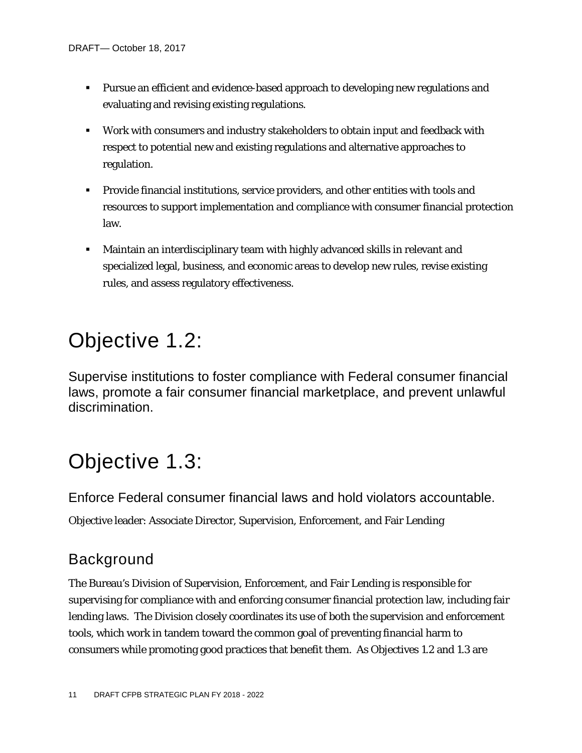- Pursue an efficient and evidence-based approach to developing new regulations and evaluating and revising existing regulations.
- Work with consumers and industry stakeholders to obtain input and feedback with respect to potential new and existing regulations and alternative approaches to regulation.
- Provide financial institutions, service providers, and other entities with tools and resources to support implementation and compliance with consumer financial protection law.
- Maintain an interdisciplinary team with highly advanced skills in relevant and specialized legal, business, and economic areas to develop new rules, revise existing rules, and assess regulatory effectiveness.

# Objective 1.2:

Supervise institutions to foster compliance with Federal consumer financial laws, promote a fair consumer financial marketplace, and prevent unlawful discrimination.

# Objective 1.3:

Enforce Federal consumer financial laws and hold violators accountable.

Objective leader: Associate Director, Supervision, Enforcement, and Fair Lending

## Background

The Bureau's Division of Supervision, Enforcement, and Fair Lending is responsible for supervising for compliance with and enforcing consumer financial protection law, including fair lending laws. The Division closely coordinates its use of both the supervision and enforcement tools, which work in tandem toward the common goal of preventing financial harm to consumers while promoting good practices that benefit them. As Objectives 1.2 and 1.3 are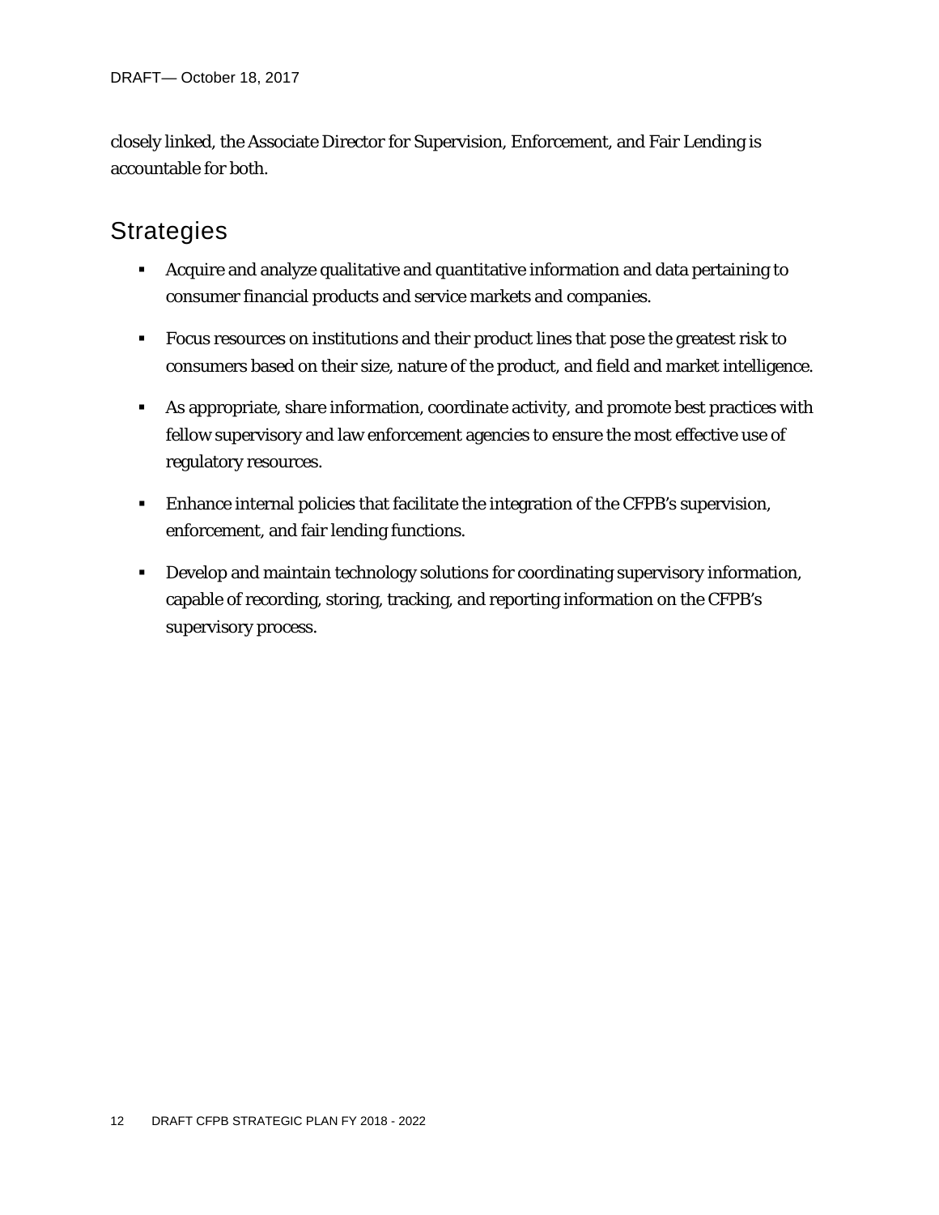closely linked, the Associate Director for Supervision, Enforcement, and Fair Lending is accountable for both.

## Strategies

- Acquire and analyze qualitative and quantitative information and data pertaining to consumer financial products and service markets and companies.
- Focus resources on institutions and their product lines that pose the greatest risk to consumers based on their size, nature of the product, and field and market intelligence.
- As appropriate, share information, coordinate activity, and promote best practices with fellow supervisory and law enforcement agencies to ensure the most effective use of regulatory resources.
- Enhance internal policies that facilitate the integration of the CFPB's supervision, enforcement, and fair lending functions.
- Develop and maintain technology solutions for coordinating supervisory information, capable of recording, storing, tracking, and reporting information on the CFPB's supervisory process.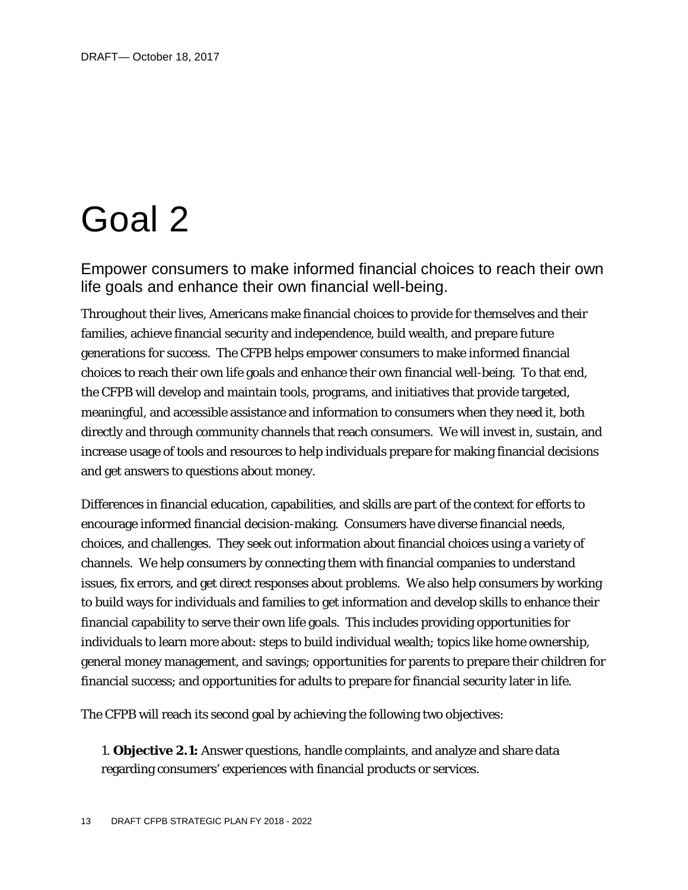# Goal 2

## Empower consumers to make informed financial choices to reach their own life goals and enhance their own financial well-being.

Throughout their lives, Americans make financial choices to provide for themselves and their families, achieve financial security and independence, build wealth, and prepare future generations for success. The CFPB helps empower consumers to make informed financial choices to reach their own life goals and enhance their own financial well-being. To that end, the CFPB will develop and maintain tools, programs, and initiatives that provide targeted, meaningful, and accessible assistance and information to consumers when they need it, both directly and through community channels that reach consumers. We will invest in, sustain, and increase usage of tools and resources to help individuals prepare for making financial decisions and get answers to questions about money.

Differences in financial education, capabilities, and skills are part of the context for efforts to encourage informed financial decision-making. Consumers have diverse financial needs, choices, and challenges. They seek out information about financial choices using a variety of channels. We help consumers by connecting them with financial companies to understand issues, fix errors, and get direct responses about problems. We also help consumers by working to build ways for individuals and families to get information and develop skills to enhance their financial capability to serve their own life goals. This includes providing opportunities for individuals to learn more about: steps to build individual wealth; topics like home ownership, general money management, and savings; opportunities for parents to prepare their children for financial success; and opportunities for adults to prepare for financial security later in life.

The CFPB will reach its second goal by achieving the following two objectives:

1. **Objective 2.1:** Answer questions, handle complaints, and analyze and share data regarding consumers' experiences with financial products or services.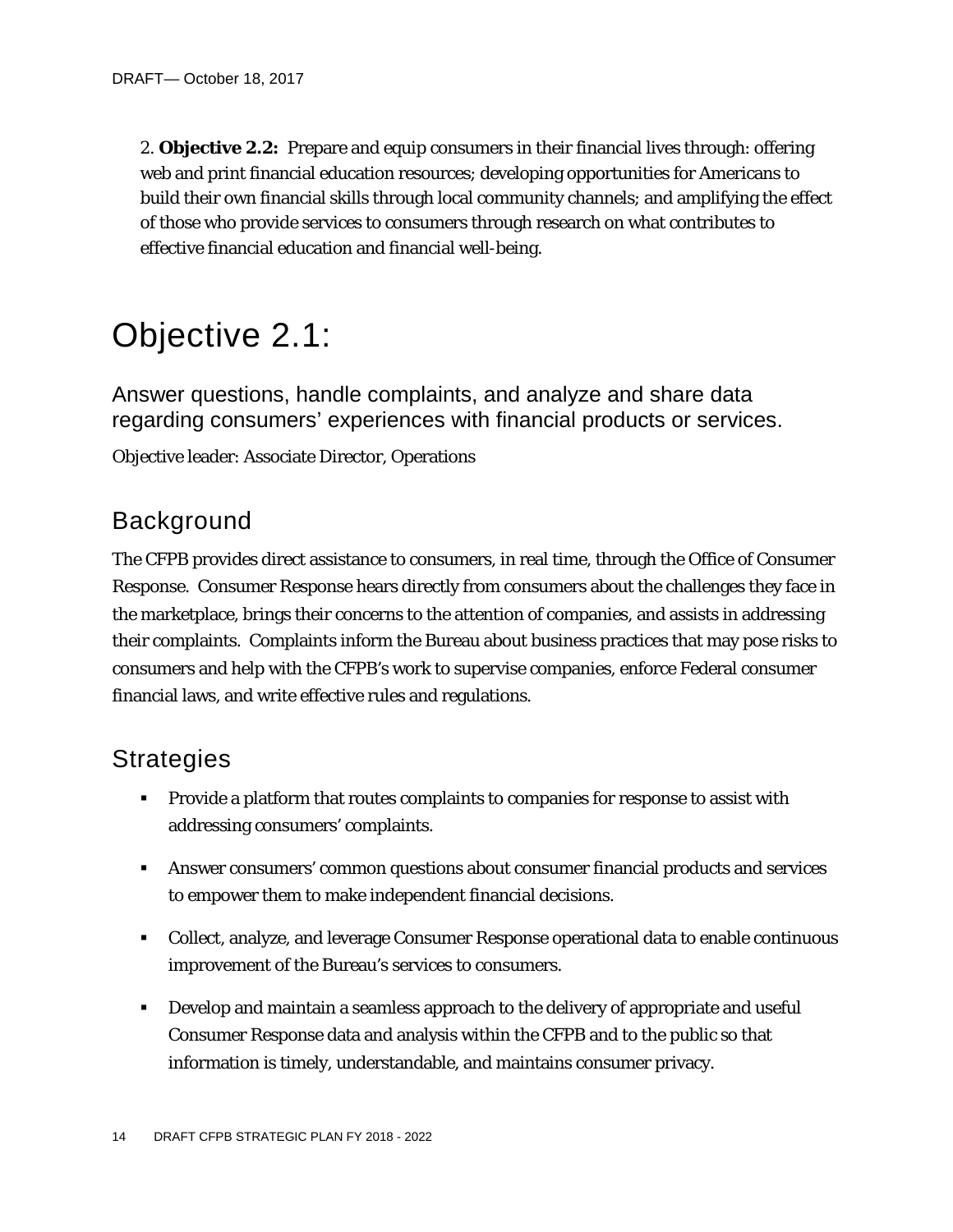2. **Objective 2.2:** Prepare and equip consumers in their financial lives through: offering web and print financial education resources; developing opportunities for Americans to build their own financial skills through local community channels; and amplifying the effect of those who provide services to consumers through research on what contributes to effective financial education and financial well-being.

# Objective 2.1:

## Answer questions, handle complaints, and analyze and share data regarding consumers' experiences with financial products or services.

Objective leader: Associate Director, Operations

## Background

The CFPB provides direct assistance to consumers, in real time, through the Office of Consumer Response. Consumer Response hears directly from consumers about the challenges they face in the marketplace, brings their concerns to the attention of companies, and assists in addressing their complaints. Complaints inform the Bureau about business practices that may pose risks to consumers and help with the CFPB's work to supervise companies, enforce Federal consumer financial laws, and write effective rules and regulations.

## Strategies

- Provide a platform that routes complaints to companies for response to assist with addressing consumers' complaints.
- Answer consumers' common questions about consumer financial products and services to empower them to make independent financial decisions.
- Collect, analyze, and leverage Consumer Response operational data to enable continuous improvement of the Bureau's services to consumers.
- Develop and maintain a seamless approach to the delivery of appropriate and useful Consumer Response data and analysis within the CFPB and to the public so that information is timely, understandable, and maintains consumer privacy.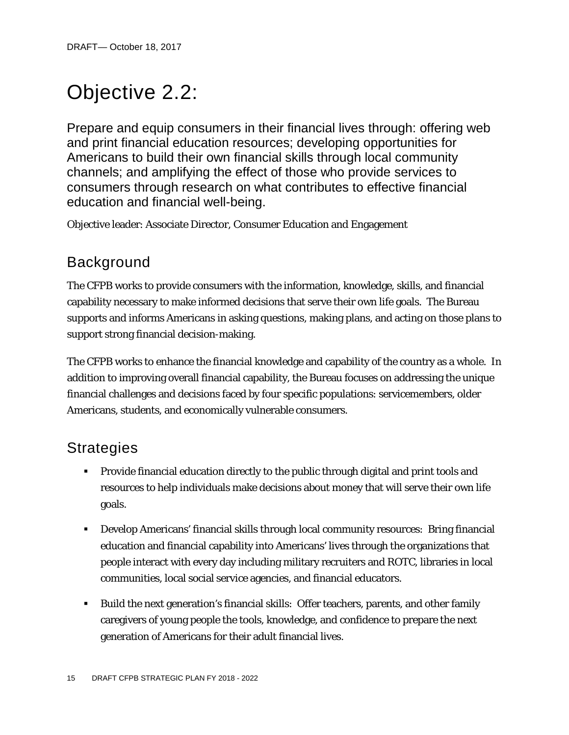# Objective 2.2:

Prepare and equip consumers in their financial lives through: offering web and print financial education resources; developing opportunities for Americans to build their own financial skills through local community channels; and amplifying the effect of those who provide services to consumers through research on what contributes to effective financial education and financial well-being.

Objective leader: Associate Director, Consumer Education and Engagement

## Background

The CFPB works to provide consumers with the information, knowledge, skills, and financial capability necessary to make informed decisions that serve their own life goals. The Bureau supports and informs Americans in asking questions, making plans, and acting on those plans to support strong financial decision-making.

The CFPB works to enhance the financial knowledge and capability of the country as a whole. In addition to improving overall financial capability, the Bureau focuses on addressing the unique financial challenges and decisions faced by four specific populations: servicemembers, older Americans, students, and economically vulnerable consumers.

## Strategies

- Provide financial education directly to the public through digital and print tools and resources to help individuals make decisions about money that will serve their own life goals.
- Develop Americans' financial skills through local community resources: Bring financial education and financial capability into Americans' lives through the organizations that people interact with every day including military recruiters and ROTC, libraries in local communities, local social service agencies, and financial educators.
- Build the next generation's financial skills: Offer teachers, parents, and other family caregivers of young people the tools, knowledge, and confidence to prepare the next generation of Americans for their adult financial lives.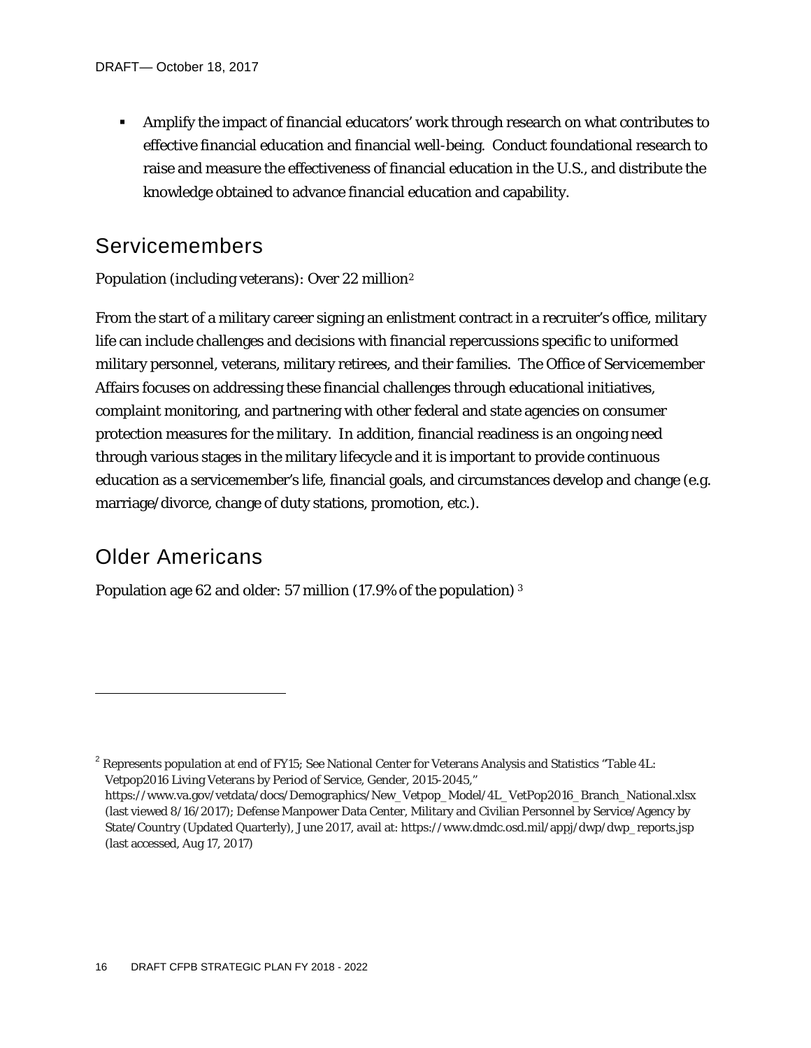- Amplify the impact of financial educators' work through research on what contributes to effective financial education and financial well-being. Conduct foundational research to raise and measure the effectiveness of financial education in the U.S., and distribute the knowledge obtained to advance financial education and capability.

## Servicemembers

Population (including veterans): Over 22 million[2]

From the start of a military career signing an enlistment contract in a recruiter's office, military life can include challenges and decisions with financial repercussions specific to uniformed military personnel, veterans, military retirees, and their families. The Office of Servicemember Affairs focuses on addressing these financial challenges through educational initiatives, complaint monitoring, and partnering with other federal and state agencies on consumer protection measures for the military. In addition, financial readiness is an ongoing need through various stages in the military lifecycle and it is important to provide continuous education as a servicemember's life, financial goals, and circumstances develop and change (e.g. marriage/divorce, change of duty stations, promotion, etc.).

## Older Americans

Population age 62 and older: 57 million (17.9% of the population) [3]

---

[2] Represents population at end of FY15; See National Center for Veterans Analysis and Statistics "Table 4L: Vetpop2016 Living Veterans by Period of Service, Gender, 2015-2045," https://www.va.gov/vetdata/docs/Demographics/New_Vetpop_Model/4L_VetPop2016_Branch_National.xlsx (last viewed 8/16/2017); Defense Manpower Data Center, Military and Civilian Personnel by Service/Agency by State/Country (Updated Quarterly), June 2017, avail at: https://www.dmdc.osd.mil/appj/dwp/dwp_reports.jsp (last accessed, Aug 17, 2017)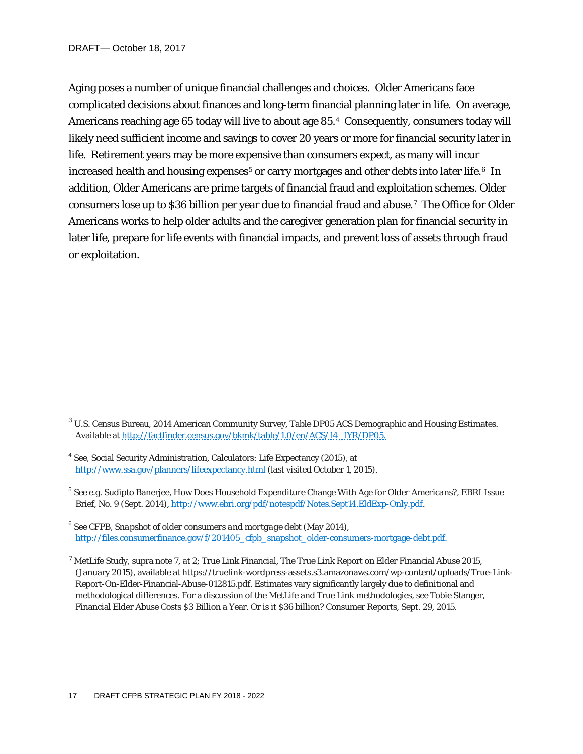Aging poses a number of unique financial challenges and choices. Older Americans face complicated decisions about finances and long-term financial planning later in life. On average, Americans reaching age 65 today will live to about age 85.[4] Consequently, consumers today will likely need sufficient income and savings to cover 20 years or more for financial security later in life. Retirement years may be more expensive than consumers expect, as many will incur increased health and housing expenses[5] or carry mortgages and other debts into later life.[6] In addition, Older Americans are prime targets of financial fraud and exploitation schemes. Older consumers lose up to $36 billion per year due to financial fraud and abuse.[7] The Office for Older Americans works to help older adults and the caregiver generation plan for financial security in later life, prepare for life events with financial impacts, and prevent loss of assets through fraud or exploitation.

---

[3] U.S. Census Bureau, 2014 American Community Survey, Table DP05 ACS Demographic and Housing Estimates. Available at http://factfinder.census.gov/bkmk/table/1.0/en/ACS/14_1YR/DP05.

[4] See, Social Security Administration, Calculators: Life Expectancy (2015), at http://www.ssa.gov/planners/lifeexpectancy.html (last visited October 1, 2015).

[5] See e.g. Sudipto Banerjee, How Does Household Expenditure Change With Age for Older Americans?, EBRI Issue Brief, No. 9 (Sept. 2014), http://www.ebri.org/pdf/notespdf/Notes.Sept14.EldExp-Only.pdf.

[6] See CFPB, *Snapshot of older consumers and mortgage debt* (May 2014), http://files.consumerfinance.gov/f/201405_cfpb_snapshot_older-consumers-mortgage-debt.pdf.

[7] MetLife Study, supra note 7, at 2; True Link Financial, The True Link Report on Elder Financial Abuse 2015, (January 2015), available at https://truelink-wordpress-assets.s3.amazonaws.com/wp-content/uploads/True-Link-Report-On-Elder-Financial-Abuse-012815.pdf. Estimates vary significantly largely due to definitional and methodological differences. For a discussion of the MetLife and True Link methodologies, see Tobie Stanger, Financial Elder Abuse Costs $3 Billion a Year. Or is it $36 billion? Consumer Reports, Sept. 29, 2015.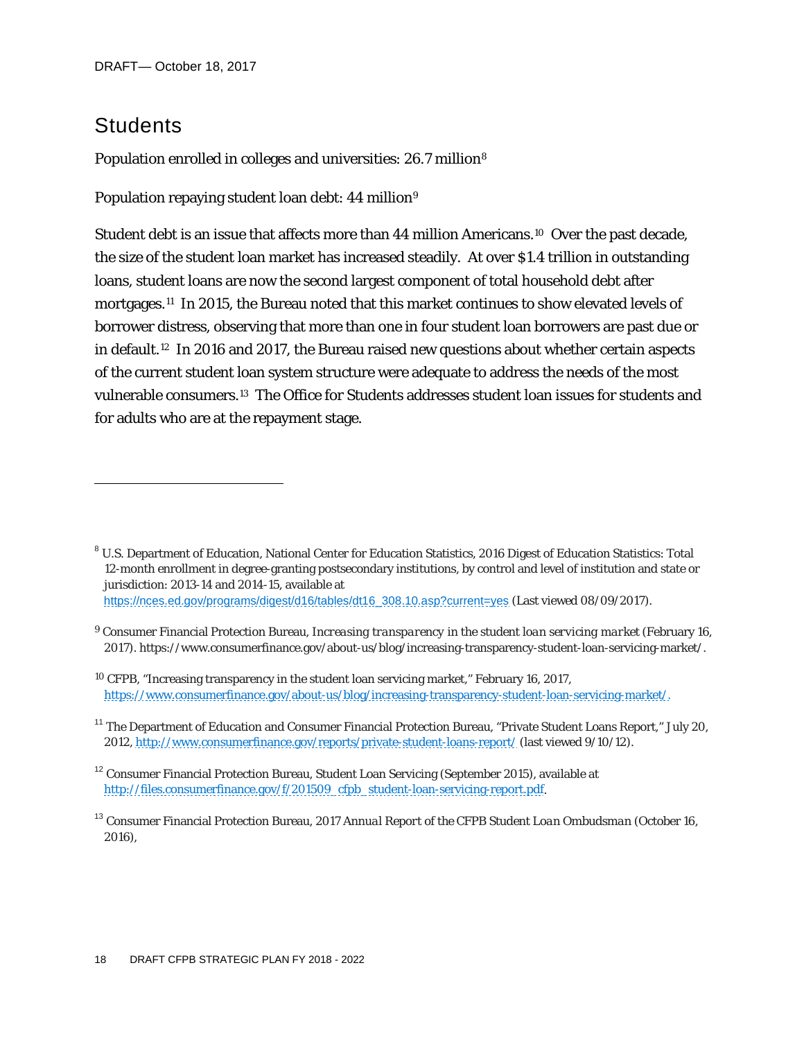DRAFT— October 18, 2017

## Students

Population enrolled in colleges and universities: 26.7 million[8]

Population repaying student loan debt: 44 million[9]

Student debt is an issue that affects more than 44 million Americans.[10] Over the past decade, the size of the student loan market has increased steadily. At over $1.4 trillion in outstanding loans, student loans are now the second largest component of total household debt after mortgages.[11] In 2015, the Bureau noted that this market continues to show elevated levels of borrower distress, observing that more than one in four student loan borrowers are past due or in default.[12] In 2016 and 2017, the Bureau raised new questions about whether certain aspects of the current student loan system structure were adequate to address the needs of the most vulnerable consumers.[13] The Office for Students addresses student loan issues for students and for adults who are at the repayment stage.

---

[8] U.S. Department of Education, National Center for Education Statistics, 2016 Digest of Education Statistics: Total 12-month enrollment in degree-granting postsecondary institutions, by control and level of institution and state or jurisdiction: 2013-14 and 2014-15, available at https://nces.ed.gov/programs/digest/d16/tables/dt16_308.10.asp?current=yes (Last viewed 08/09/2017).

[9] Consumer Financial Protection Bureau, *Increasing transparency in the student loan servicing market* (February 16, 2017). https://www.consumerfinance.gov/about-us/blog/increasing-transparency-student-loan-servicing-market/.

[10] CFPB, "Increasing transparency in the student loan servicing market," February 16, 2017, https://www.consumerfinance.gov/about-us/blog/increasing-transparency-student-loan-servicing-market/.

[11] The Department of Education and Consumer Financial Protection Bureau, "Private Student Loans Report," July 20, 2012, http://www.consumerfinance.gov/reports/private-student-loans-report/ (last viewed 9/10/12).

[12] Consumer Financial Protection Bureau, Student Loan Servicing (September 2015), available at http://files.consumerfinance.gov/f/201509_cfpb_student-loan-servicing-report.pdf.

[13] Consumer Financial Protection Bureau, *2017 Annual Report of the CFPB Student Loan Ombudsman* (October 16, 2016),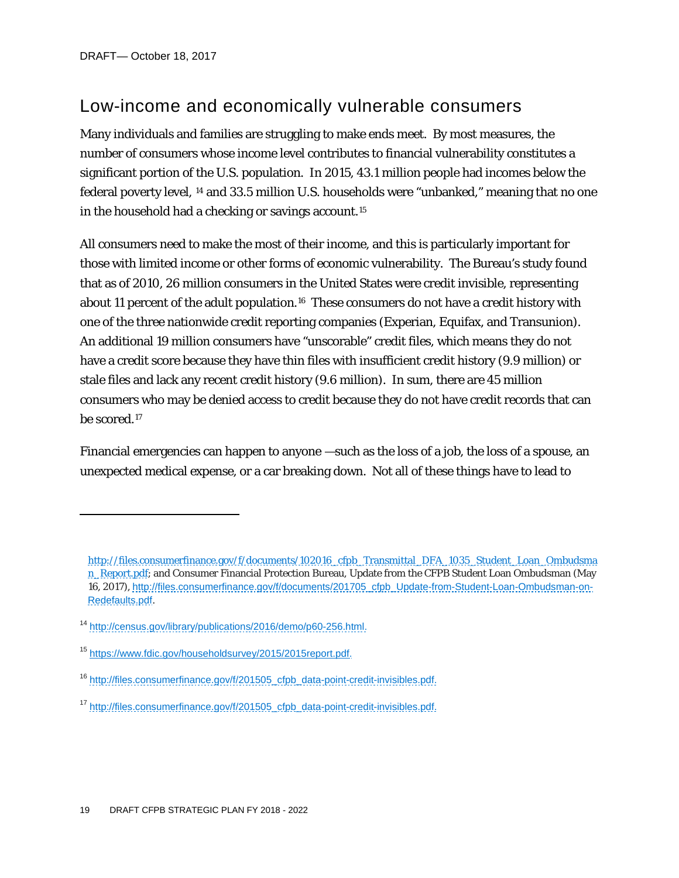## Low-income and economically vulnerable consumers

Many individuals and families are struggling to make ends meet. By most measures, the number of consumers whose income level contributes to financial vulnerability constitutes a significant portion of the U.S. population. In 2015, 43.1 million people had incomes below the federal poverty level, [14] and 33.5 million U.S. households were "unbanked," meaning that no one in the household had a checking or savings account.[15]

All consumers need to make the most of their income, and this is particularly important for those with limited income or other forms of economic vulnerability. The Bureau's study found that as of 2010, 26 million consumers in the United States were credit invisible, representing about 11 percent of the adult population.[16] These consumers do not have a credit history with one of the three nationwide credit reporting companies (Experian, Equifax, and Transunion). An additional 19 million consumers have "unscorable" credit files, which means they do not have a credit score because they have thin files with insufficient credit history (9.9 million) or stale files and lack any recent credit history (9.6 million). In sum, there are 45 million consumers who may be denied access to credit because they do not have credit records that can be scored.[17]

Financial emergencies can happen to anyone —such as the loss of a job, the loss of a spouse, an unexpected medical expense, or a car breaking down. Not all of these things have to lead to

---

http://files.consumerfinance.gov/f/documents/102016_cfpb_Transmittal_DFA_1035_Student_Loan_Ombudsman_Report.pdf; and Consumer Financial Protection Bureau, Update from the CFPB Student Loan Ombudsman (May 16, 2017), http://files.consumerfinance.gov/f/documents/201705_cfpb_Update-from-Student-Loan-Ombudsman-on-Redefaults.pdf.

[14] http://census.gov/library/publications/2016/demo/p60-256.html.

[15] https://www.fdic.gov/householdsurvey/2015/2015report.pdf.

[16] http://files.consumerfinance.gov/f/201505_cfpb_data-point-credit-invisibles.pdf.

[17] http://files.consumerfinance.gov/f/201505_cfpb_data-point-credit-invisibles.pdf.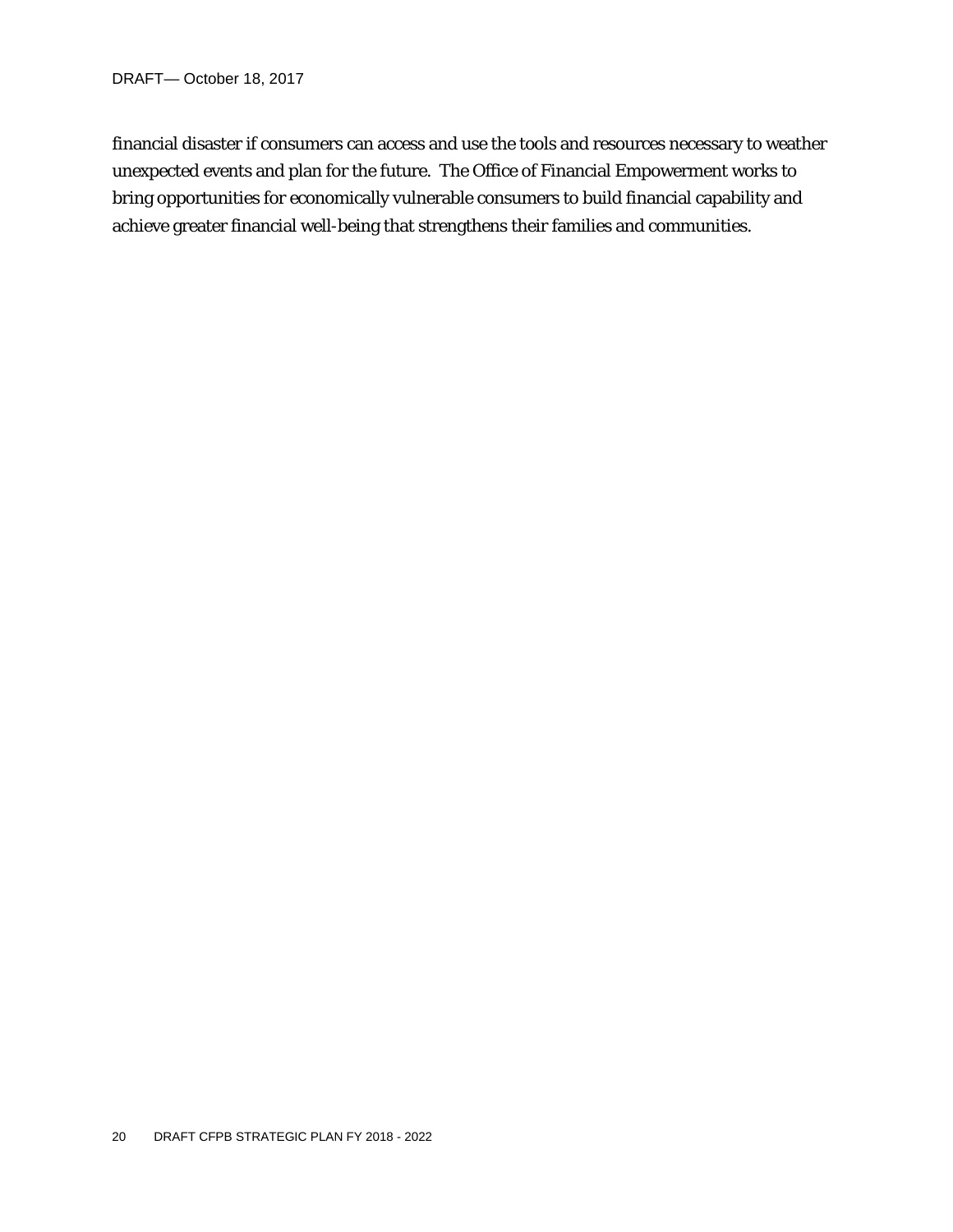financial disaster if consumers can access and use the tools and resources necessary to weather unexpected events and plan for the future. The Office of Financial Empowerment works to bring opportunities for economically vulnerable consumers to build financial capability and achieve greater financial well-being that strengthens their families and communities.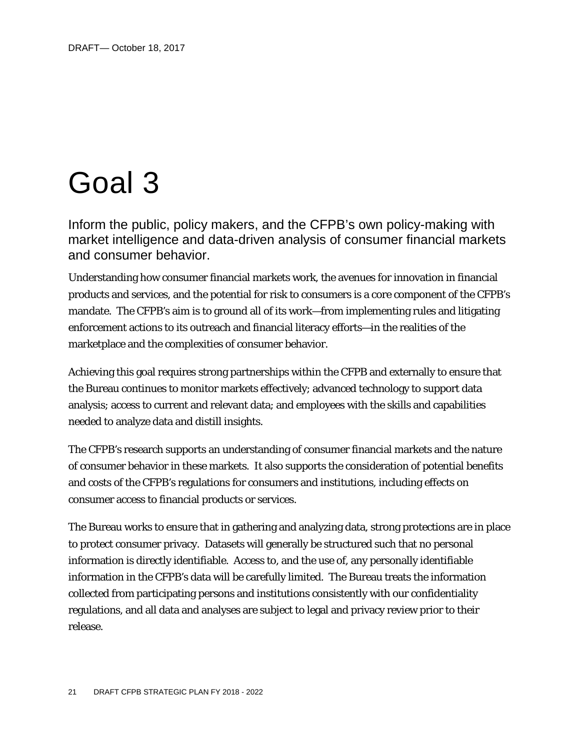# Goal 3

## Inform the public, policy makers, and the CFPB's own policy-making with market intelligence and data-driven analysis of consumer financial markets and consumer behavior.

Understanding how consumer financial markets work, the avenues for innovation in financial products and services, and the potential for risk to consumers is a core component of the CFPB's mandate. The CFPB's aim is to ground all of its work—from implementing rules and litigating enforcement actions to its outreach and financial literacy efforts—in the realities of the marketplace and the complexities of consumer behavior.

Achieving this goal requires strong partnerships within the CFPB and externally to ensure that the Bureau continues to monitor markets effectively; advanced technology to support data analysis; access to current and relevant data; and employees with the skills and capabilities needed to analyze data and distill insights.

The CFPB's research supports an understanding of consumer financial markets and the nature of consumer behavior in these markets. It also supports the consideration of potential benefits and costs of the CFPB's regulations for consumers and institutions, including effects on consumer access to financial products or services.

The Bureau works to ensure that in gathering and analyzing data, strong protections are in place to protect consumer privacy. Datasets will generally be structured such that no personal information is directly identifiable. Access to, and the use of, any personally identifiable information in the CFPB's data will be carefully limited. The Bureau treats the information collected from participating persons and institutions consistently with our confidentiality regulations, and all data and analyses are subject to legal and privacy review prior to their release.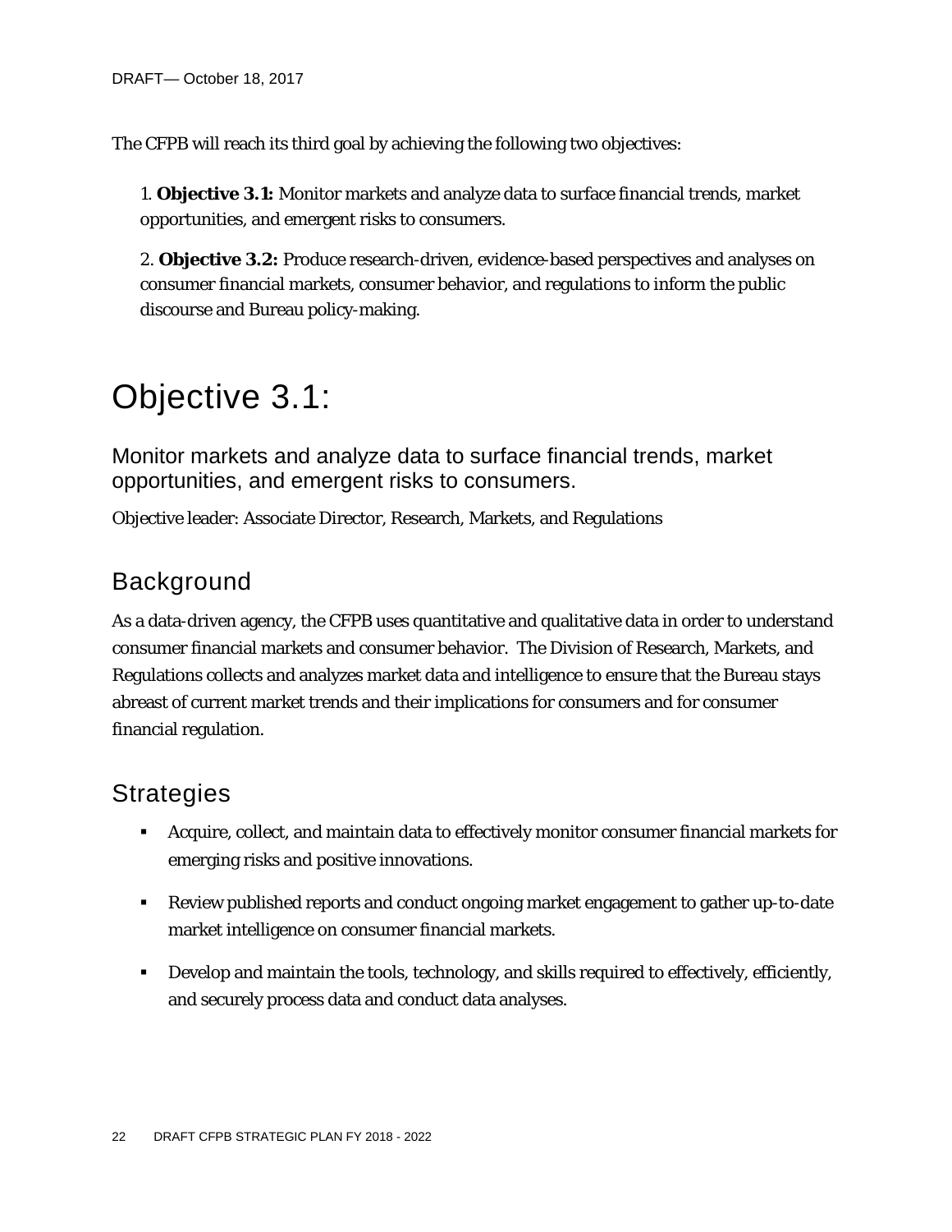The CFPB will reach its third goal by achieving the following two objectives:

1. **Objective 3.1:** Monitor markets and analyze data to surface financial trends, market opportunities, and emergent risks to consumers.

2. **Objective 3.2:** Produce research-driven, evidence-based perspectives and analyses on consumer financial markets, consumer behavior, and regulations to inform the public discourse and Bureau policy-making.

# Objective 3.1:

## Monitor markets and analyze data to surface financial trends, market opportunities, and emergent risks to consumers.

Objective leader: Associate Director, Research, Markets, and Regulations

## Background

As a data-driven agency, the CFPB uses quantitative and qualitative data in order to understand consumer financial markets and consumer behavior. The Division of Research, Markets, and Regulations collects and analyzes market data and intelligence to ensure that the Bureau stays abreast of current market trends and their implications for consumers and for consumer financial regulation.

## Strategies

- Acquire, collect, and maintain data to effectively monitor consumer financial markets for emerging risks and positive innovations.
- Review published reports and conduct ongoing market engagement to gather up-to-date market intelligence on consumer financial markets.
- Develop and maintain the tools, technology, and skills required to effectively, efficiently, and securely process data and conduct data analyses.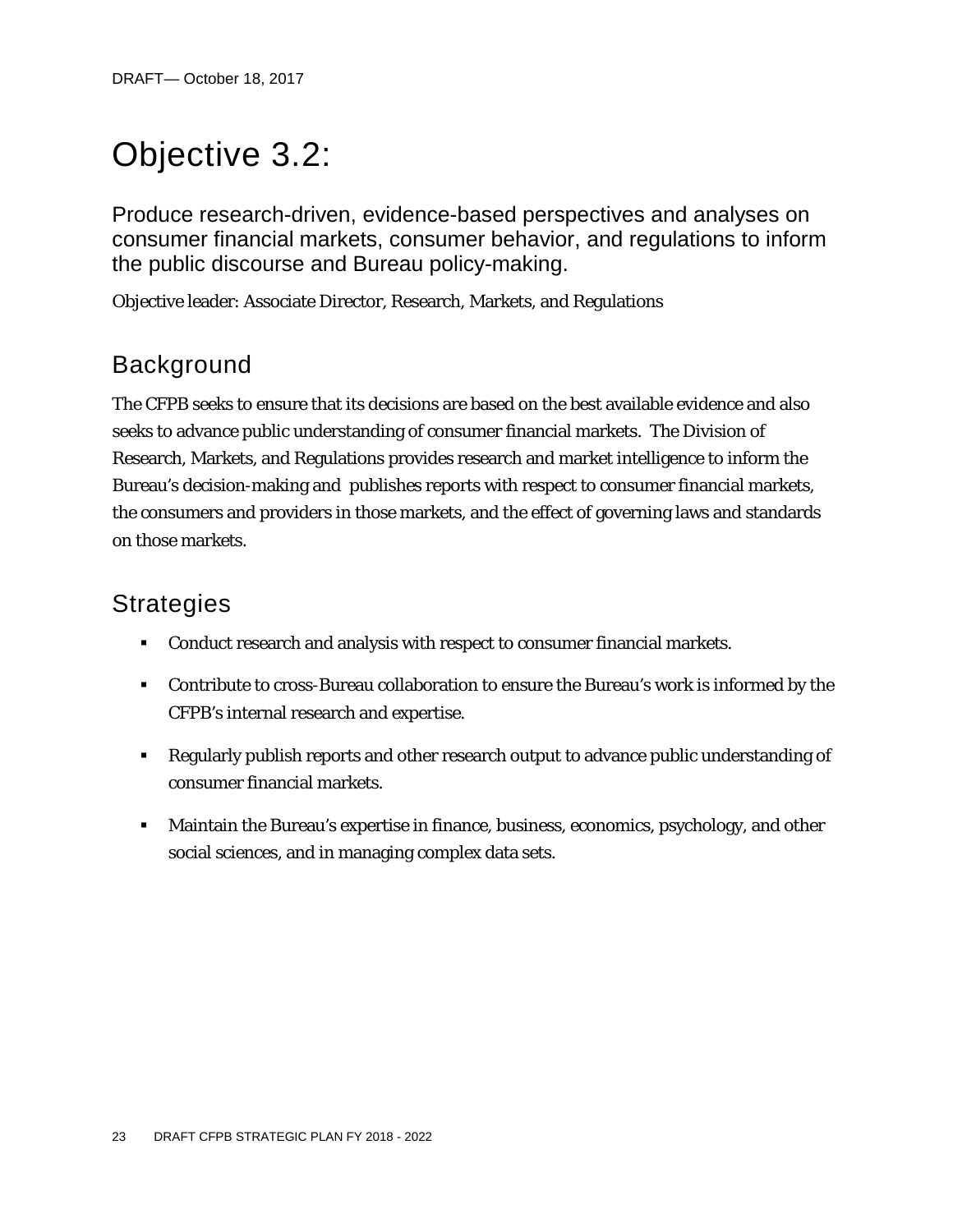# Objective 3.2:

## Produce research-driven, evidence-based perspectives and analyses on consumer financial markets, consumer behavior, and regulations to inform the public discourse and Bureau policy-making.

Objective leader: Associate Director, Research, Markets, and Regulations

## Background

The CFPB seeks to ensure that its decisions are based on the best available evidence and also seeks to advance public understanding of consumer financial markets. The Division of Research, Markets, and Regulations provides research and market intelligence to inform the Bureau's decision-making and publishes reports with respect to consumer financial markets, the consumers and providers in those markets, and the effect of governing laws and standards on those markets.

## Strategies

- Conduct research and analysis with respect to consumer financial markets.
- Contribute to cross-Bureau collaboration to ensure the Bureau's work is informed by the CFPB's internal research and expertise.
- Regularly publish reports and other research output to advance public understanding of consumer financial markets.
- Maintain the Bureau's expertise in finance, business, economics, psychology, and other social sciences, and in managing complex data sets.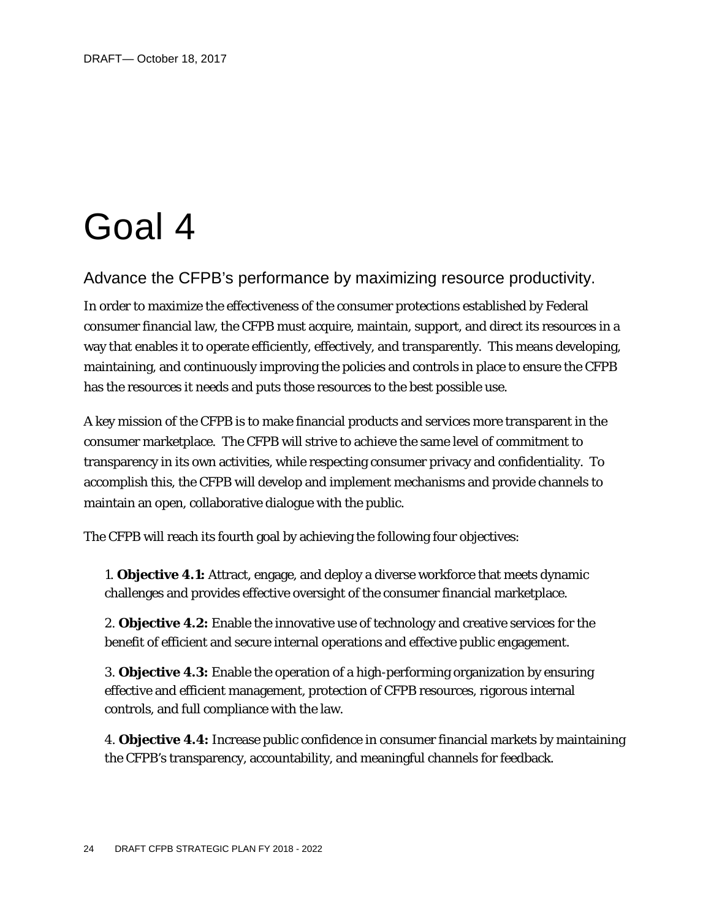# Goal 4

## Advance the CFPB's performance by maximizing resource productivity.

In order to maximize the effectiveness of the consumer protections established by Federal consumer financial law, the CFPB must acquire, maintain, support, and direct its resources in a way that enables it to operate efficiently, effectively, and transparently. This means developing, maintaining, and continuously improving the policies and controls in place to ensure the CFPB has the resources it needs and puts those resources to the best possible use.

A key mission of the CFPB is to make financial products and services more transparent in the consumer marketplace. The CFPB will strive to achieve the same level of commitment to transparency in its own activities, while respecting consumer privacy and confidentiality. To accomplish this, the CFPB will develop and implement mechanisms and provide channels to maintain an open, collaborative dialogue with the public.

The CFPB will reach its fourth goal by achieving the following four objectives:

1. **Objective 4.1:** Attract, engage, and deploy a diverse workforce that meets dynamic challenges and provides effective oversight of the consumer financial marketplace.

2. **Objective 4.2:** Enable the innovative use of technology and creative services for the benefit of efficient and secure internal operations and effective public engagement.

3. **Objective 4.3:** Enable the operation of a high-performing organization by ensuring effective and efficient management, protection of CFPB resources, rigorous internal controls, and full compliance with the law.

4. **Objective 4.4:** Increase public confidence in consumer financial markets by maintaining the CFPB's transparency, accountability, and meaningful channels for feedback.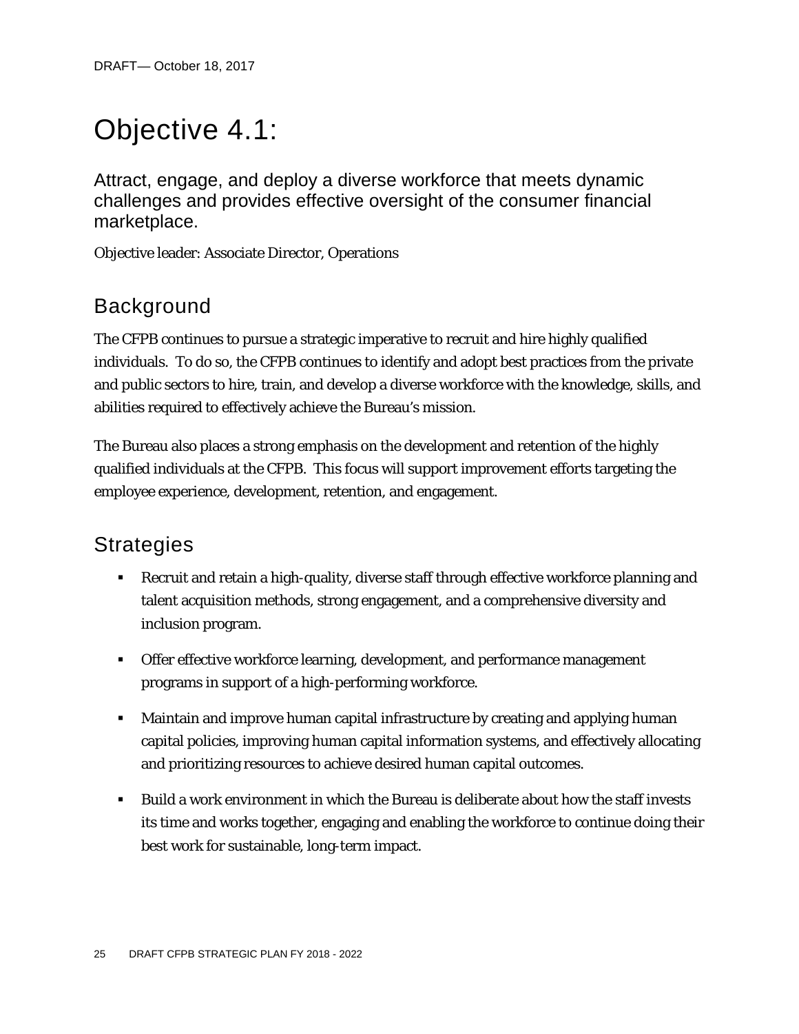# Objective 4.1:

## Attract, engage, and deploy a diverse workforce that meets dynamic challenges and provides effective oversight of the consumer financial marketplace.

Objective leader: Associate Director, Operations

## Background

The CFPB continues to pursue a strategic imperative to recruit and hire highly qualified individuals. To do so, the CFPB continues to identify and adopt best practices from the private and public sectors to hire, train, and develop a diverse workforce with the knowledge, skills, and abilities required to effectively achieve the Bureau's mission.

The Bureau also places a strong emphasis on the development and retention of the highly qualified individuals at the CFPB. This focus will support improvement efforts targeting the employee experience, development, retention, and engagement.

## Strategies

- Recruit and retain a high-quality, diverse staff through effective workforce planning and talent acquisition methods, strong engagement, and a comprehensive diversity and inclusion program.
- Offer effective workforce learning, development, and performance management programs in support of a high-performing workforce.
- Maintain and improve human capital infrastructure by creating and applying human capital policies, improving human capital information systems, and effectively allocating and prioritizing resources to achieve desired human capital outcomes.
- Build a work environment in which the Bureau is deliberate about how the staff invests its time and works together, engaging and enabling the workforce to continue doing their best work for sustainable, long-term impact.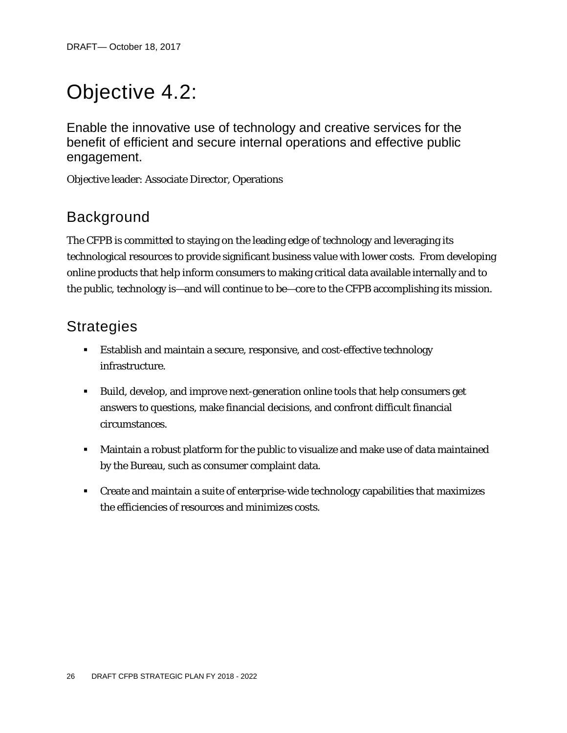# Objective 4.2:

Enable the innovative use of technology and creative services for the benefit of efficient and secure internal operations and effective public engagement.

Objective leader: Associate Director, Operations

## Background

The CFPB is committed to staying on the leading edge of technology and leveraging its technological resources to provide significant business value with lower costs. From developing online products that help inform consumers to making critical data available internally and to the public, technology is—and will continue to be—core to the CFPB accomplishing its mission.

## Strategies

- Establish and maintain a secure, responsive, and cost-effective technology infrastructure.
- Build, develop, and improve next-generation online tools that help consumers get answers to questions, make financial decisions, and confront difficult financial circumstances.
- Maintain a robust platform for the public to visualize and make use of data maintained by the Bureau, such as consumer complaint data.
- Create and maintain a suite of enterprise-wide technology capabilities that maximizes the efficiencies of resources and minimizes costs.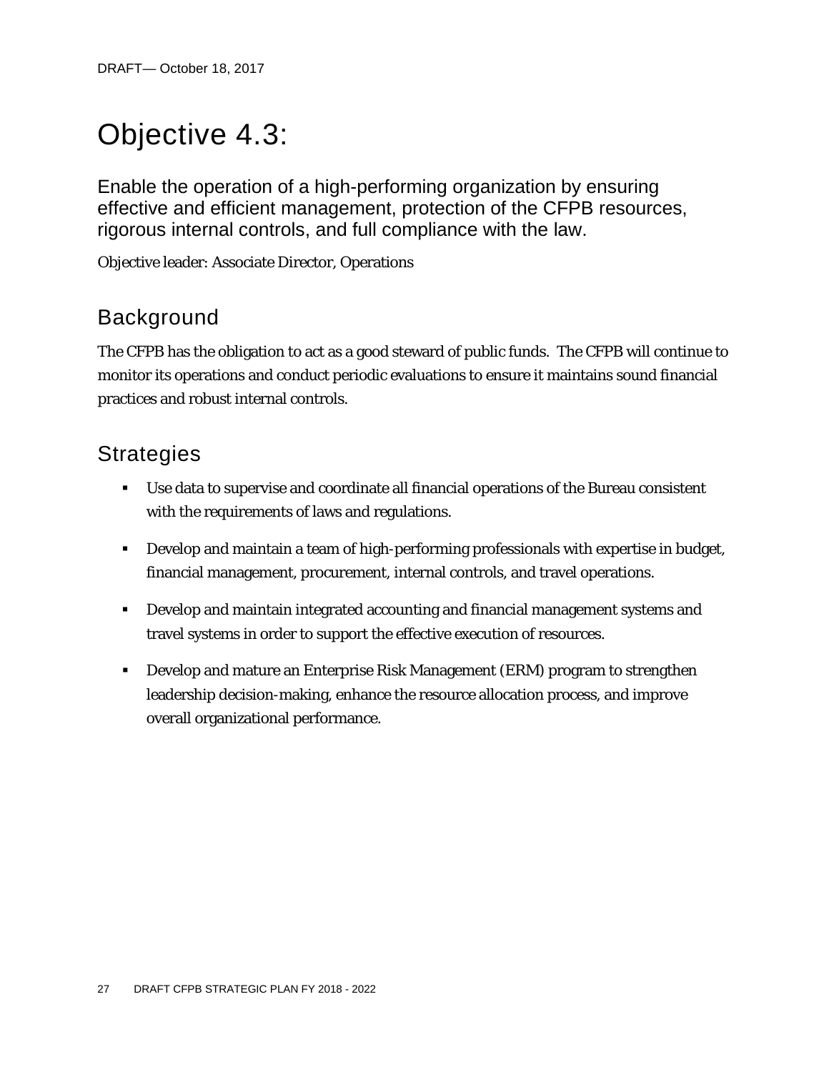# Objective 4.3:

## Enable the operation of a high-performing organization by ensuring effective and efficient management, protection of the CFPB resources, rigorous internal controls, and full compliance with the law.

Objective leader: Associate Director, Operations

## Background

The CFPB has the obligation to act as a good steward of public funds. The CFPB will continue to monitor its operations and conduct periodic evaluations to ensure it maintains sound financial practices and robust internal controls.

## Strategies

- Use data to supervise and coordinate all financial operations of the Bureau consistent with the requirements of laws and regulations.
- Develop and maintain a team of high-performing professionals with expertise in budget, financial management, procurement, internal controls, and travel operations.
- Develop and maintain integrated accounting and financial management systems and travel systems in order to support the effective execution of resources.
- Develop and mature an Enterprise Risk Management (ERM) program to strengthen leadership decision-making, enhance the resource allocation process, and improve overall organizational performance.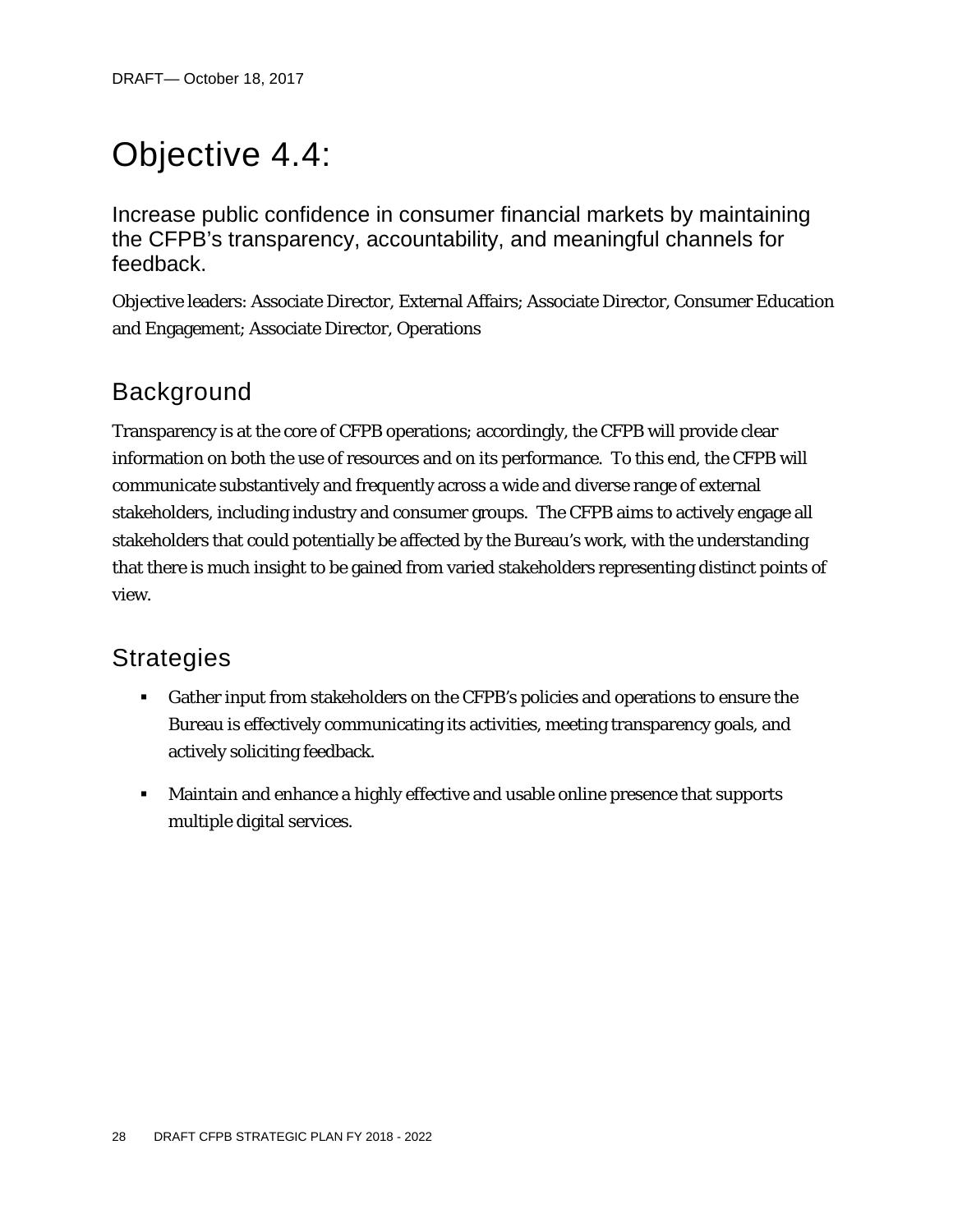# Objective 4.4:

## Increase public confidence in consumer financial markets by maintaining the CFPB's transparency, accountability, and meaningful channels for feedback.

Objective leaders: Associate Director, External Affairs; Associate Director, Consumer Education and Engagement; Associate Director, Operations

## Background

Transparency is at the core of CFPB operations; accordingly, the CFPB will provide clear information on both the use of resources and on its performance. To this end, the CFPB will communicate substantively and frequently across a wide and diverse range of external stakeholders, including industry and consumer groups. The CFPB aims to actively engage all stakeholders that could potentially be affected by the Bureau's work, with the understanding that there is much insight to be gained from varied stakeholders representing distinct points of view.

## Strategies

- Gather input from stakeholders on the CFPB's policies and operations to ensure the Bureau is effectively communicating its activities, meeting transparency goals, and actively soliciting feedback.
- Maintain and enhance a highly effective and usable online presence that supports multiple digital services.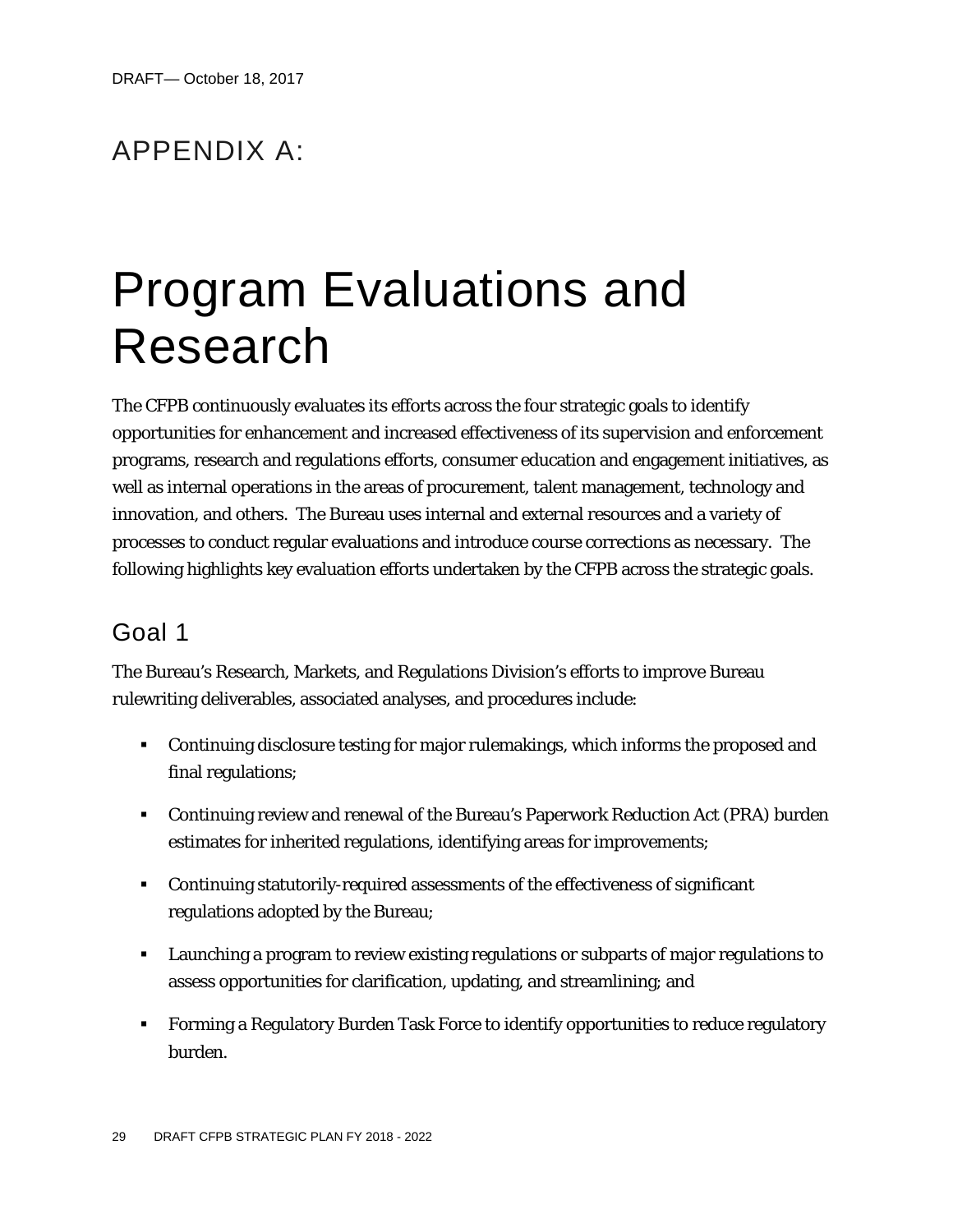# APPENDIX A:

# Program Evaluations and Research

The CFPB continuously evaluates its efforts across the four strategic goals to identify opportunities for enhancement and increased effectiveness of its supervision and enforcement programs, research and regulations efforts, consumer education and engagement initiatives, as well as internal operations in the areas of procurement, talent management, technology and innovation, and others. The Bureau uses internal and external resources and a variety of processes to conduct regular evaluations and introduce course corrections as necessary. The following highlights key evaluation efforts undertaken by the CFPB across the strategic goals.

## Goal 1

The Bureau's Research, Markets, and Regulations Division's efforts to improve Bureau rulewriting deliverables, associated analyses, and procedures include:

- Continuing disclosure testing for major rulemakings, which informs the proposed and final regulations;
- Continuing review and renewal of the Bureau's Paperwork Reduction Act (PRA) burden estimates for inherited regulations, identifying areas for improvements;
- Continuing statutorily-required assessments of the effectiveness of significant regulations adopted by the Bureau;
- Launching a program to review existing regulations or subparts of major regulations to assess opportunities for clarification, updating, and streamlining; and
- Forming a Regulatory Burden Task Force to identify opportunities to reduce regulatory burden.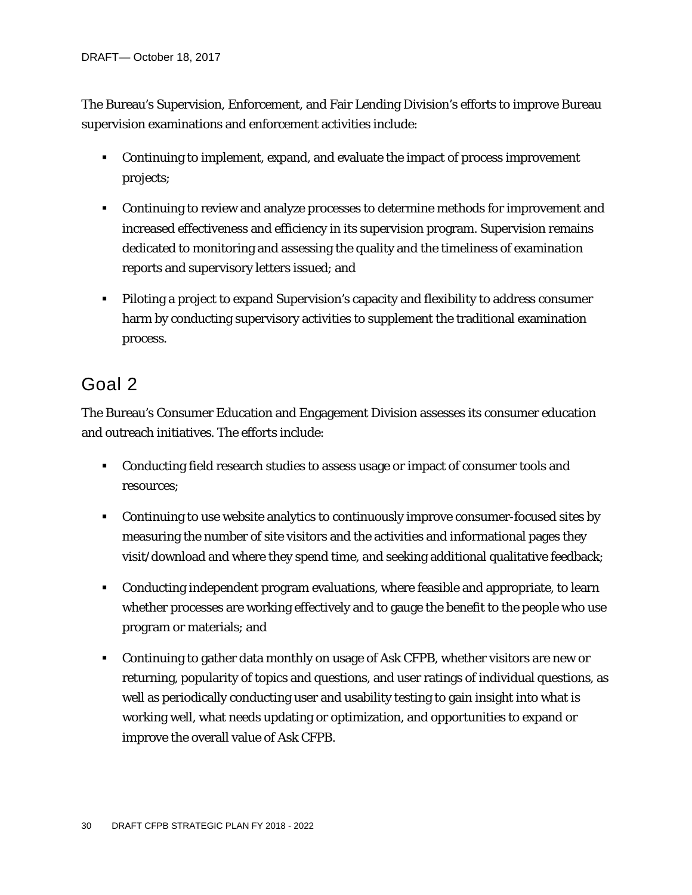The Bureau's Supervision, Enforcement, and Fair Lending Division's efforts to improve Bureau supervision examinations and enforcement activities include:

- Continuing to implement, expand, and evaluate the impact of process improvement projects;
- Continuing to review and analyze processes to determine methods for improvement and increased effectiveness and efficiency in its supervision program. Supervision remains dedicated to monitoring and assessing the quality and the timeliness of examination reports and supervisory letters issued; and
- Piloting a project to expand Supervision's capacity and flexibility to address consumer harm by conducting supervisory activities to supplement the traditional examination process.

## Goal 2

The Bureau's Consumer Education and Engagement Division assesses its consumer education and outreach initiatives. The efforts include:

- Conducting field research studies to assess usage or impact of consumer tools and resources;
- Continuing to use website analytics to continuously improve consumer-focused sites by measuring the number of site visitors and the activities and informational pages they visit/download and where they spend time, and seeking additional qualitative feedback;
- Conducting independent program evaluations, where feasible and appropriate, to learn whether processes are working effectively and to gauge the benefit to the people who use program or materials; and
- Continuing to gather data monthly on usage of Ask CFPB, whether visitors are new or returning, popularity of topics and questions, and user ratings of individual questions, as well as periodically conducting user and usability testing to gain insight into what is working well, what needs updating or optimization, and opportunities to expand or improve the overall value of Ask CFPB.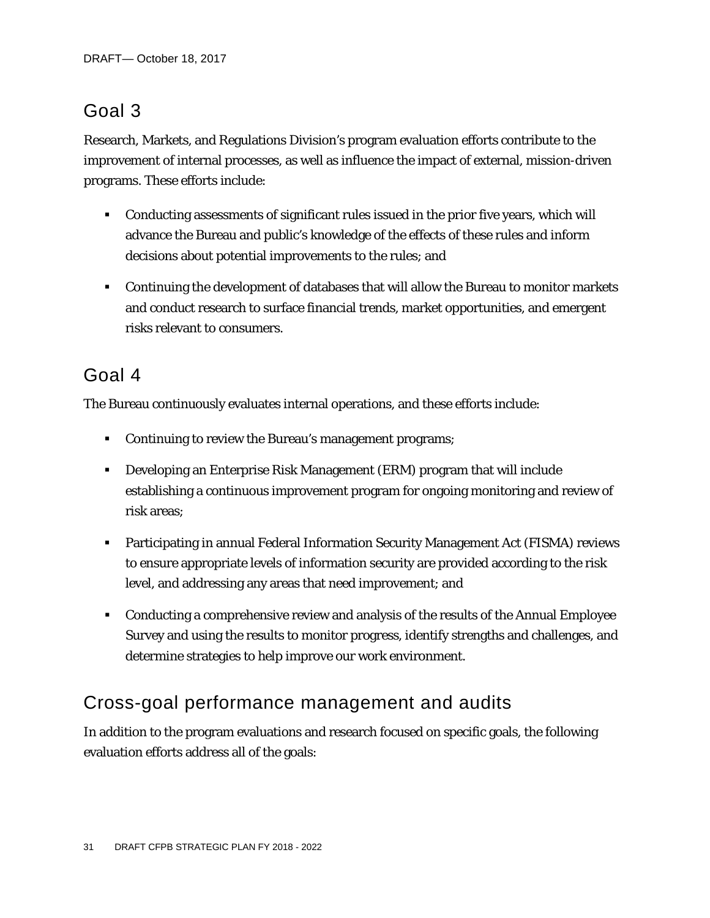## Goal 3

Research, Markets, and Regulations Division's program evaluation efforts contribute to the improvement of internal processes, as well as influence the impact of external, mission-driven programs. These efforts include:

- Conducting assessments of significant rules issued in the prior five years, which will advance the Bureau and public's knowledge of the effects of these rules and inform decisions about potential improvements to the rules; and
- Continuing the development of databases that will allow the Bureau to monitor markets and conduct research to surface financial trends, market opportunities, and emergent risks relevant to consumers.

## Goal 4

The Bureau continuously evaluates internal operations, and these efforts include:

- Continuing to review the Bureau's management programs;
- Developing an Enterprise Risk Management (ERM) program that will include establishing a continuous improvement program for ongoing monitoring and review of risk areas;
- Participating in annual Federal Information Security Management Act (FISMA) reviews to ensure appropriate levels of information security are provided according to the risk level, and addressing any areas that need improvement; and
- Conducting a comprehensive review and analysis of the results of the Annual Employee Survey and using the results to monitor progress, identify strengths and challenges, and determine strategies to help improve our work environment.

## Cross-goal performance management and audits

In addition to the program evaluations and research focused on specific goals, the following evaluation efforts address all of the goals: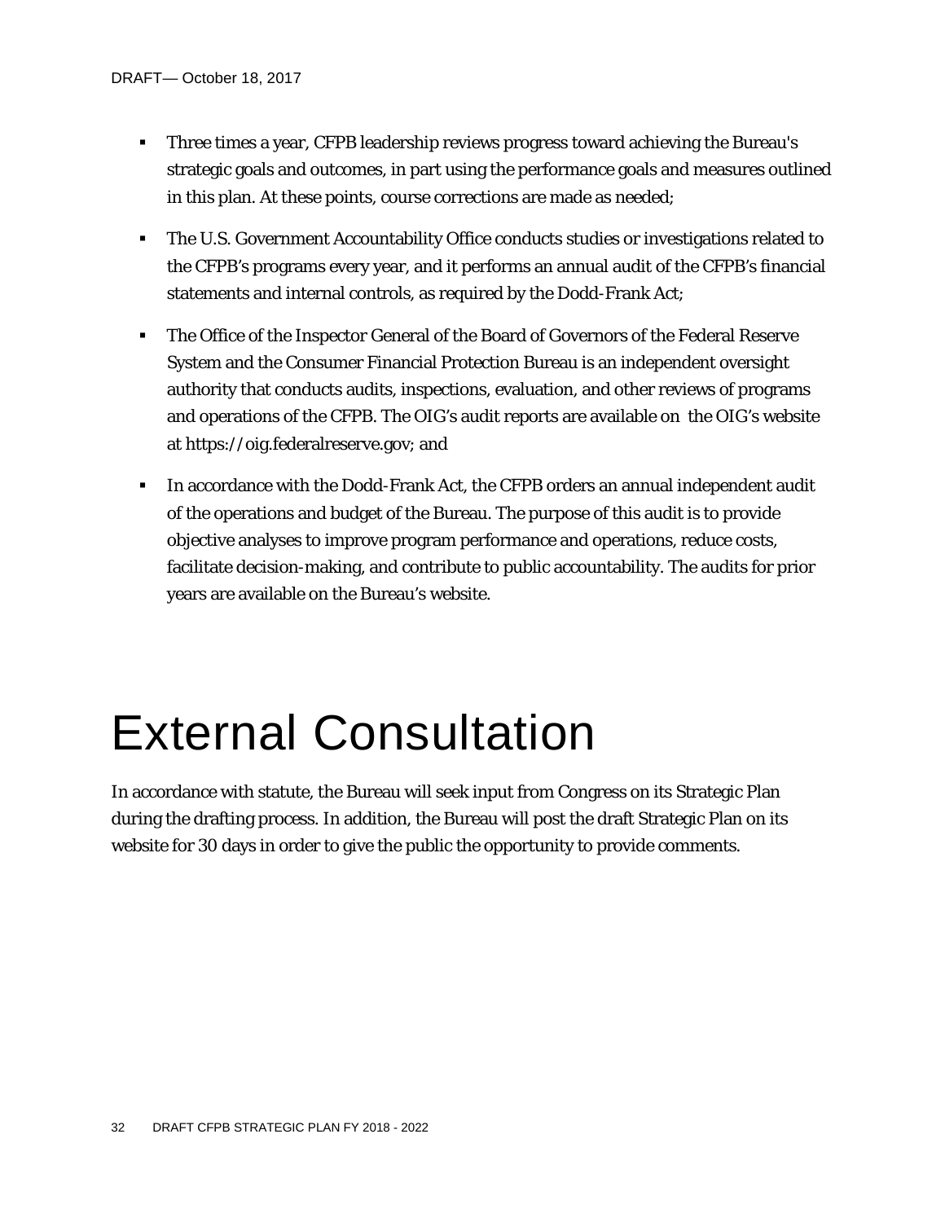- Three times a year, CFPB leadership reviews progress toward achieving the Bureau's strategic goals and outcomes, in part using the performance goals and measures outlined in this plan. At these points, course corrections are made as needed;
- The U.S. Government Accountability Office conducts studies or investigations related to the CFPB's programs every year, and it performs an annual audit of the CFPB's financial statements and internal controls, as required by the Dodd-Frank Act;
- The Office of the Inspector General of the Board of Governors of the Federal Reserve System and the Consumer Financial Protection Bureau is an independent oversight authority that conducts audits, inspections, evaluation, and other reviews of programs and operations of the CFPB. The OIG's audit reports are available on the OIG's website at https://oig.federalreserve.gov; and
- In accordance with the Dodd-Frank Act, the CFPB orders an annual independent audit of the operations and budget of the Bureau. The purpose of this audit is to provide objective analyses to improve program performance and operations, reduce costs, facilitate decision-making, and contribute to public accountability. The audits for prior years are available on the Bureau's website.

# External Consultation

In accordance with statute, the Bureau will seek input from Congress on its Strategic Plan during the drafting process. In addition, the Bureau will post the draft Strategic Plan on its website for 30 days in order to give the public the opportunity to provide comments.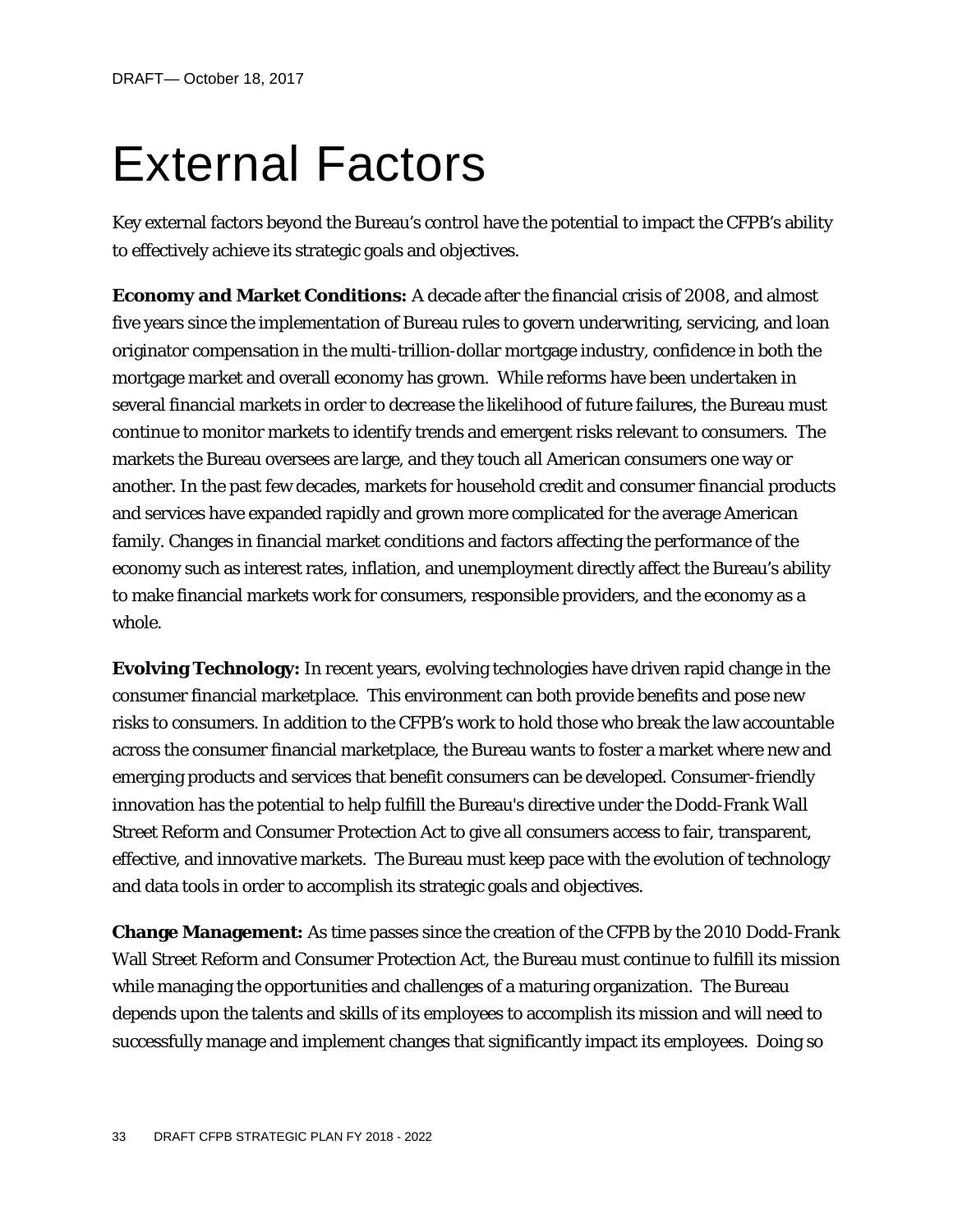# External Factors

Key external factors beyond the Bureau's control have the potential to impact the CFPB's ability to effectively achieve its strategic goals and objectives.

**Economy and Market Conditions:** A decade after the financial crisis of 2008, and almost five years since the implementation of Bureau rules to govern underwriting, servicing, and loan originator compensation in the multi-trillion-dollar mortgage industry, confidence in both the mortgage market and overall economy has grown. While reforms have been undertaken in several financial markets in order to decrease the likelihood of future failures, the Bureau must continue to monitor markets to identify trends and emergent risks relevant to consumers. The markets the Bureau oversees are large, and they touch all American consumers one way or another. In the past few decades, markets for household credit and consumer financial products and services have expanded rapidly and grown more complicated for the average American family. Changes in financial market conditions and factors affecting the performance of the economy such as interest rates, inflation, and unemployment directly affect the Bureau's ability to make financial markets work for consumers, responsible providers, and the economy as a whole.

**Evolving Technology:** In recent years, evolving technologies have driven rapid change in the consumer financial marketplace. This environment can both provide benefits and pose new risks to consumers. In addition to the CFPB's work to hold those who break the law accountable across the consumer financial marketplace, the Bureau wants to foster a market where new and emerging products and services that benefit consumers can be developed. Consumer-friendly innovation has the potential to help fulfill the Bureau's directive under the Dodd-Frank Wall Street Reform and Consumer Protection Act to give all consumers access to fair, transparent, effective, and innovative markets. The Bureau must keep pace with the evolution of technology and data tools in order to accomplish its strategic goals and objectives.

**Change Management:** As time passes since the creation of the CFPB by the 2010 Dodd-Frank Wall Street Reform and Consumer Protection Act, the Bureau must continue to fulfill its mission while managing the opportunities and challenges of a maturing organization. The Bureau depends upon the talents and skills of its employees to accomplish its mission and will need to successfully manage and implement changes that significantly impact its employees. Doing so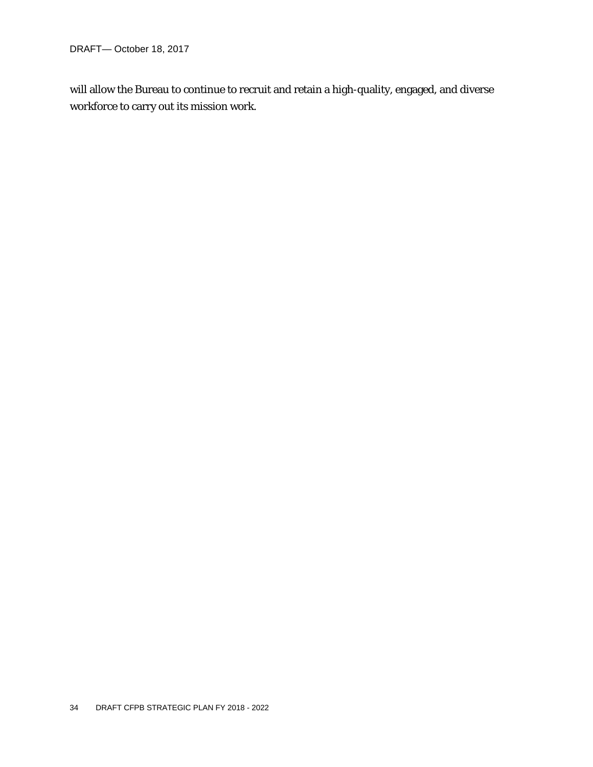will allow the Bureau to continue to recruit and retain a high-quality, engaged, and diverse workforce to carry out its mission work.